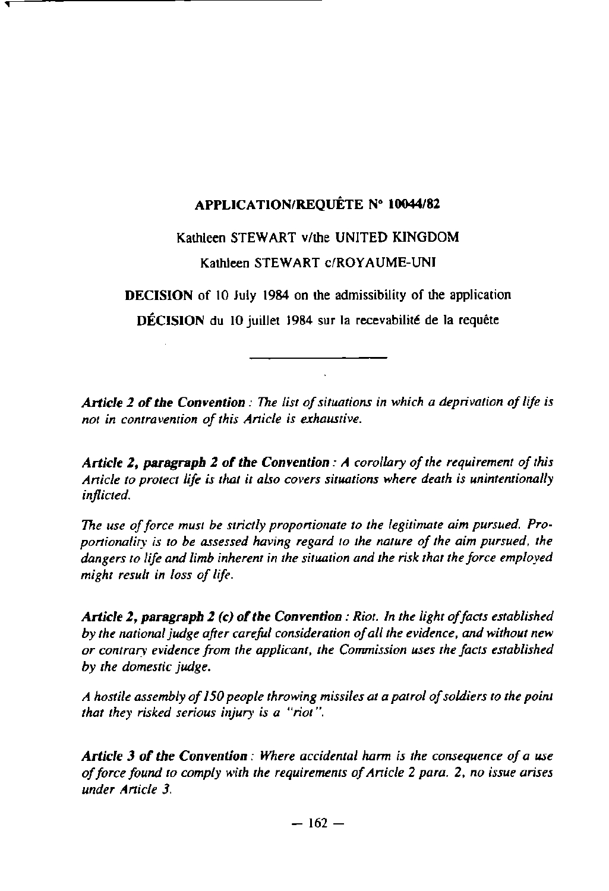## APPLICATION/REQUÊTE N° 10044/82

Kathleen STEWART v/the UNITED KINGDOM

Kathleen STEWART c/ROYAUME-UNI

**DECISION** of 10 July 1984 on the admissibility of the application

**DÉCISION** du 10 juillet 1984 sur la recevabilité de la requête

---

***Article 2 of the Convention** : The list of situations in which a deprivation of life is not in contravention of this Article is exhaustive.*

***Article 2, paragraph 2 of the Convention** : A corollary of the requirement of this Article to protect life is that it also covers situations where death is unintentionally inflicted.*

*The use of force must be strictly proportionate to the legitimate aim pursued. Proportionality is to be assessed having regard to the nature of the aim pursued, the dangers to life and limb inherent in the situation and the risk that the force employed might result in loss of life.*

***Article 2, paragraph 2 (c) of the Convention** : Riot. In the light of facts established by the national judge after careful consideration of all the evidence, and without new or contrary evidence from the applicant, the Commission uses the facts established by the domestic judge.*

*A hostile assembly of 150 people throwing missiles at a patrol of soldiers to the point that they risked serious injury is a "riot".*

***Article 3 of the Convention** : Where accidental harm is the consequence of a use of force found to comply with the requirements of Article 2 para. 2, no issue arises under Article 3.*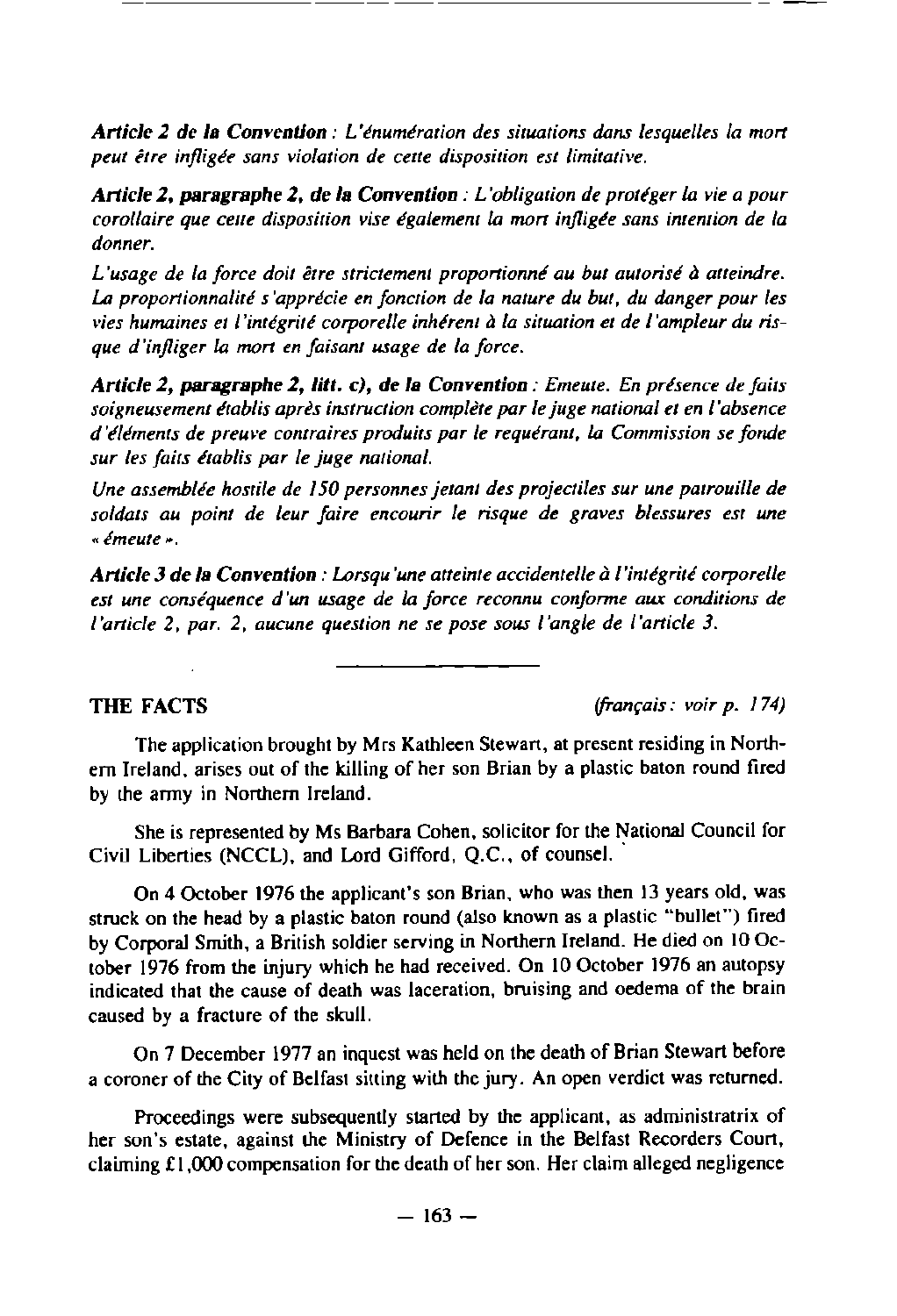***Article 2 de la Convention** : L'énumération des situations dans lesquelles la mort peut être infligée sans violation de cette disposition est limitative.*

***Article 2, paragraphe 2, de la Convention** : L'obligation de protéger la vie a pour corollaire que cette disposition vise également la mort infligée sans intention de la donner.*

*L'usage de la force doit être strictement proportionné au but autorisé à atteindre. La proportionnalité s'apprécie en fonction de la nature du but, du danger pour les vies humaines et l'intégrité corporelle inhérent à la situation et de l'ampleur du risque d'infliger la mort en faisant usage de la force.*

***Article 2, paragraphe 2, litt. c), de la Convention** : Emeute. En présence de faits soigneusement établis après instruction complète par le juge national et en l'absence d'éléments de preuve contraires produits par le requérant, la Commission se fonde sur les faits établis par le juge national.*

*Une assemblée hostile de 150 personnes jetant des projectiles sur une patrouille de soldats au point de leur faire encourir le risque de graves blessures est une « émeute ».*

***Article 3 de la Convention** : Lorsqu'une atteinte accidentelle à l'intégrité corporelle est une conséquence d'un usage de la force reconnu conforme aux conditions de l'article 2, par. 2, aucune question ne se pose sous l'angle de l'article 3.*

---

## THE FACTS

*(français : voir p. 174)*

The application brought by Mrs Kathleen Stewart, at present residing in Northern Ireland, arises out of the killing of her son Brian by a plastic baton round fired by the army in Northern Ireland.

She is represented by Ms Barbara Cohen, solicitor for the National Council for Civil Liberties (NCCL), and Lord Gifford, Q.C., of counsel.

On 4 October 1976 the applicant's son Brian, who was then 13 years old, was struck on the head by a plastic baton round (also known as a plastic "bullet") fired by Corporal Smith, a British soldier serving in Northern Ireland. He died on 10 October 1976 from the injury which he had received. On 10 October 1976 an autopsy indicated that the cause of death was laceration, bruising and oedema of the brain caused by a fracture of the skull.

On 7 December 1977 an inquest was held on the death of Brian Stewart before a coroner of the City of Belfast sitting with the jury. An open verdict was returned.

Proceedings were subsequently started by the applicant, as administratrix of her son's estate, against the Ministry of Defence in the Belfast Recorders Court, claiming £1,000 compensation for the death of her son. Her claim alleged negligence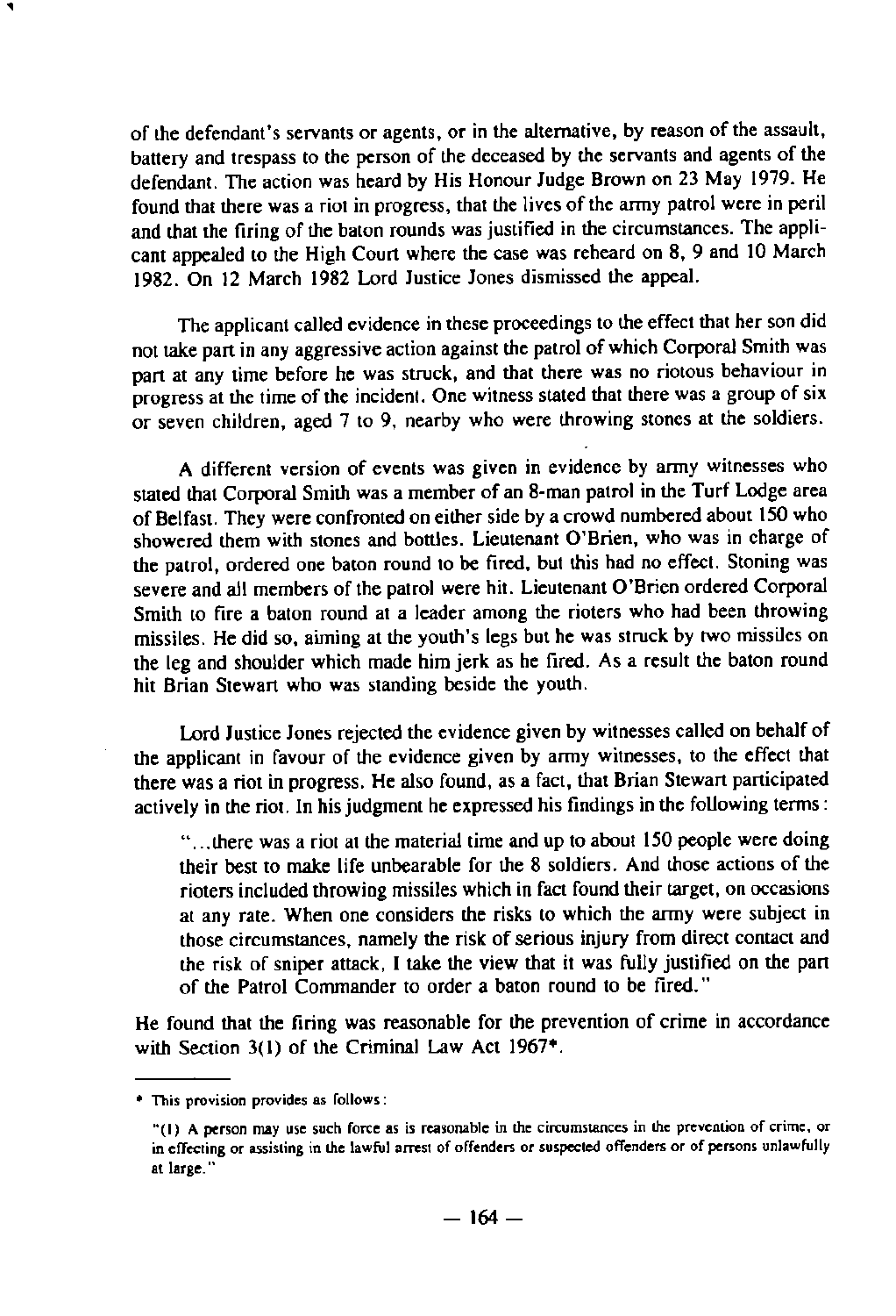of the defendant's servants or agents, or in the alternative, by reason of the assault, battery and trespass to the person of the deceased by the servants and agents of the defendant. The action was heard by His Honour Judge Brown on 23 May 1979. He found that there was a riot in progress, that the lives of the army patrol were in peril and that the firing of the baton rounds was justified in the circumstances. The applicant appealed to the High Court where the case was reheard on 8, 9 and 10 March 1982. On 12 March 1982 Lord Justice Jones dismissed the appeal.

The applicant called evidence in these proceedings to the effect that her son did not take part in any aggressive action against the patrol of which Corporal Smith was part at any time before he was struck, and that there was no riotous behaviour in progress at the time of the incident. One witness stated that there was a group of six or seven children, aged 7 to 9, nearby who were throwing stones at the soldiers.

A different version of events was given in evidence by army witnesses who stated that Corporal Smith was a member of an 8-man patrol in the Turf Lodge area of Belfast. They were confronted on either side by a crowd numbered about 150 who showered them with stones and bottles. Lieutenant O'Brien, who was in charge of the patrol, ordered one baton round to be fired, but this had no effect. Stoning was severe and all members of the patrol were hit. Lieutenant O'Brien ordered Corporal Smith to fire a baton round at a leader among the rioters who had been throwing missiles. He did so, aiming at the youth's legs but he was struck by two missiles on the leg and shoulder which made him jerk as he fired. As a result the baton round hit Brian Stewart who was standing beside the youth.

Lord Justice Jones rejected the evidence given by witnesses called on behalf of the applicant in favour of the evidence given by army witnesses, to the effect that there was a riot in progress. He also found, as a fact, that Brian Stewart participated actively in the riot. In his judgment he expressed his findings in the following terms:

> "...there was a riot at the material time and up to about 150 people were doing their best to make life unbearable for the 8 soldiers. And those actions of the rioters included throwing missiles which in fact found their target, on occasions at any rate. When one considers the risks to which the army were subject in those circumstances, namely the risk of serious injury from direct contact and the risk of sniper attack, I take the view that it was fully justified on the part of the Patrol Commander to order a baton round to be fired."

He found that the firing was reasonable for the prevention of crime in accordance with Section 3(1) of the Criminal Law Act 1967*.

---

\* This provision provides as follows:

"(1) A person may use such force as is reasonable in the circumstances in the prevention of crime, or in effecting or assisting in the lawful arrest of offenders or suspected offenders or of persons unlawfully at large."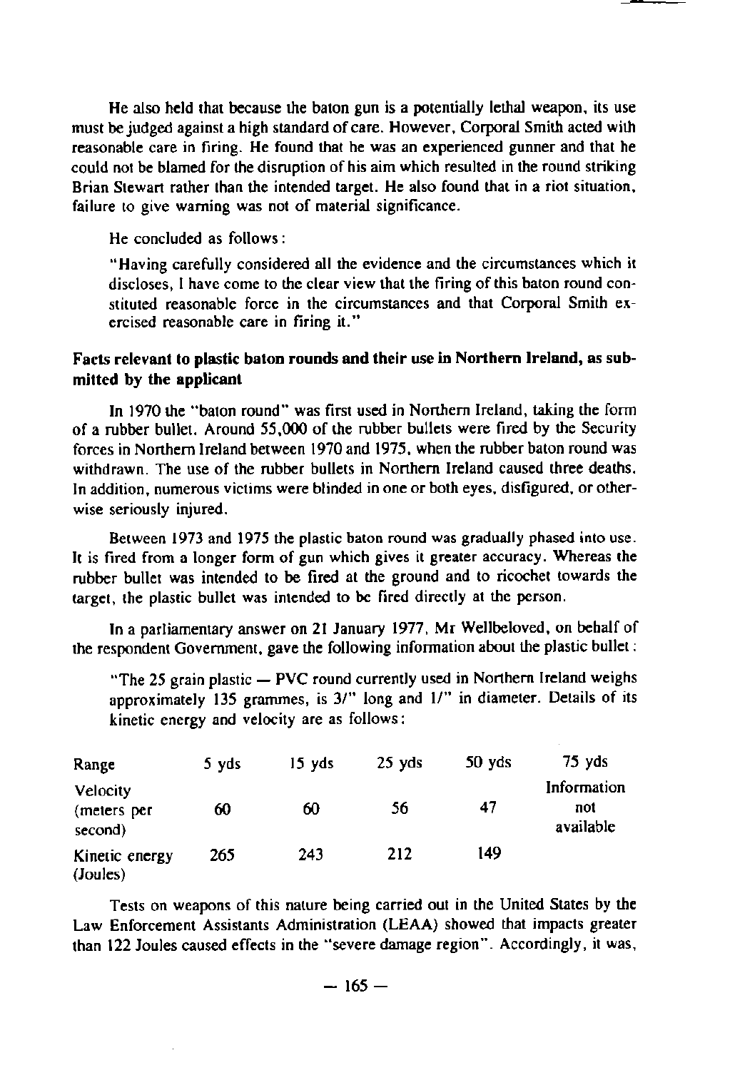He also held that because the baton gun is a potentially lethal weapon, its use must be judged against a high standard of care. However, Corporal Smith acted with reasonable care in firing. He found that he was an experienced gunner and that he could not be blamed for the disruption of his aim which resulted in the round striking Brian Stewart rather than the intended target. He also found that in a riot situation, failure to give warning was not of material significance.

He concluded as follows:

"Having carefully considered all the evidence and the circumstances which it discloses, I have come to the clear view that the firing of this baton round constituted reasonable force in the circumstances and that Corporal Smith exercised reasonable care in firing it."

**Facts relevant to plastic baton rounds and their use in Northern Ireland, as submitted by the applicant**

In 1970 the "baton round" was first used in Northern Ireland, taking the form of a rubber bullet. Around 55,000 of the rubber bullets were fired by the Security forces in Northern Ireland between 1970 and 1975, when the rubber baton round was withdrawn. The use of the rubber bullets in Northern Ireland caused three deaths. In addition, numerous victims were blinded in one or both eyes, disfigured, or otherwise seriously injured.

Between 1973 and 1975 the plastic baton round was gradually phased into use. It is fired from a longer form of gun which gives it greater accuracy. Whereas the rubber bullet was intended to be fired at the ground and to ricochet towards the target, the plastic bullet was intended to be fired directly at the person.

In a parliamentary answer on 21 January 1977, Mr Wellbeloved, on behalf of the respondent Government, gave the following information about the plastic bullet:

"The 25 grain plastic — PVC round currently used in Northern Ireland weighs approximately 135 grammes, is 3/" long and 1/" in diameter. Details of its kinetic energy and velocity are as follows:

| Range | 5 yds | 15 yds | 25 yds | 50 yds | 75 yds |
|---|---|---|---|---|---|
| Velocity (meters per second) | 60 | 60 | 56 | 47 | Information not available |
| Kinetic energy (Joules) | 265 | 243 | 212 | 149 | |

Tests on weapons of this nature being carried out in the United States by the Law Enforcement Assistants Administration (LEAA) showed that impacts greater than 122 Joules caused effects in the "severe damage region". Accordingly, it was,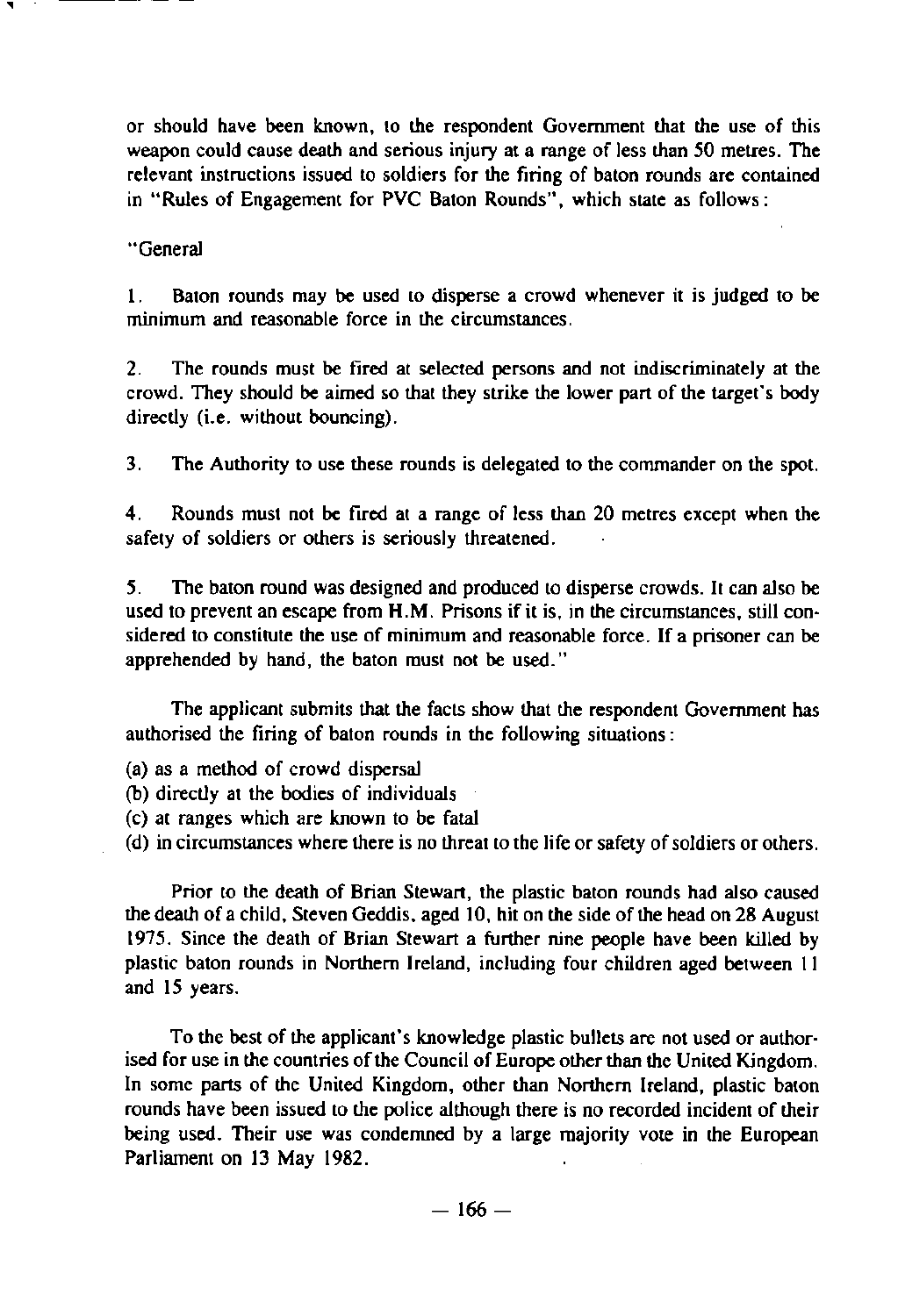or should have been known, to the respondent Government that the use of this weapon could cause death and serious injury at a range of less than 50 metres. The relevant instructions issued to soldiers for the firing of baton rounds are contained in "Rules of Engagement for PVC Baton Rounds", which state as follows:

"General

1. Baton rounds may be used to disperse a crowd whenever it is judged to be minimum and reasonable force in the circumstances.

2. The rounds must be fired at selected persons and not indiscriminately at the crowd. They should be aimed so that they strike the lower part of the target's body directly (i.e. without bouncing).

3. The Authority to use these rounds is delegated to the commander on the spot.

4. Rounds must not be fired at a range of less than 20 metres except when the safety of soldiers or others is seriously threatened.

5. The baton round was designed and produced to disperse crowds. It can also be used to prevent an escape from H.M. Prisons if it is, in the circumstances, still considered to constitute the use of minimum and reasonable force. If a prisoner can be apprehended by hand, the baton must not be used."

The applicant submits that the facts show that the respondent Government has authorised the firing of baton rounds in the following situations:

(a) as a method of crowd dispersal
(b) directly at the bodies of individuals
(c) at ranges which are known to be fatal
(d) in circumstances where there is no threat to the life or safety of soldiers or others.

Prior to the death of Brian Stewart, the plastic baton rounds had also caused the death of a child, Steven Geddis, aged 10, hit on the side of the head on 28 August 1975. Since the death of Brian Stewart a further nine people have been killed by plastic baton rounds in Northern Ireland, including four children aged between 11 and 15 years.

To the best of the applicant's knowledge plastic bullets are not used or authorised for use in the countries of the Council of Europe other than the United Kingdom. In some parts of the United Kingdom, other than Northern Ireland, plastic baton rounds have been issued to the police although there is no recorded incident of their being used. Their use was condemned by a large majority vote in the European Parliament on 13 May 1982.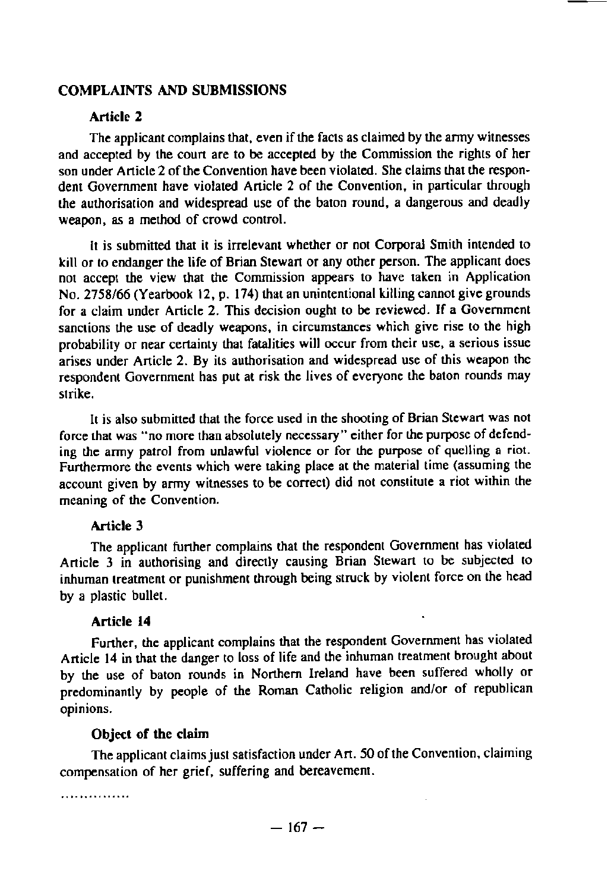## COMPLAINTS AND SUBMISSIONS

### Article 2

The applicant complains that, even if the facts as claimed by the army witnesses and accepted by the court are to be accepted by the Commission the rights of her son under Article 2 of the Convention have been violated. She claims that the respondent Government have violated Article 2 of the Convention, in particular through the authorisation and widespread use of the baton round, a dangerous and deadly weapon, as a method of crowd control.

It is submitted that it is irrelevant whether or not Corporal Smith intended to kill or to endanger the life of Brian Stewart or any other person. The applicant does not accept the view that the Commission appears to have taken in Application No. 2758/66 (Yearbook 12, p. 174) that an unintentional killing cannot give grounds for a claim under Article 2. This decision ought to be reviewed. If a Government sanctions the use of deadly weapons, in circumstances which give rise to the high probability or near certainty that fatalities will occur from their use, a serious issue arises under Article 2. By its authorisation and widespread use of this weapon the respondent Government has put at risk the lives of everyone the baton rounds may strike.

It is also submitted that the force used in the shooting of Brian Stewart was not force that was "no more than absolutely necessary" either for the purpose of defending the army patrol from unlawful violence or for the purpose of quelling a riot. Furthermore the events which were taking place at the material time (assuming the account given by army witnesses to be correct) did not constitute a riot within the meaning of the Convention.

### Article 3

The applicant further complains that the respondent Government has violated Article 3 in authorising and directly causing Brian Stewart to be subjected to inhuman treatment or punishment through being struck by violent force on the head by a plastic bullet.

### Article 14

Further, the applicant complains that the respondent Government has violated Article 14 in that the danger to loss of life and the inhuman treatment brought about by the use of baton rounds in Northern Ireland have been suffered wholly or predominantly by people of the Roman Catholic religion and/or of republican opinions.

### Object of the claim

The applicant claims just satisfaction under Art. 50 of the Convention, claiming compensation of her grief, suffering and bereavement.

...............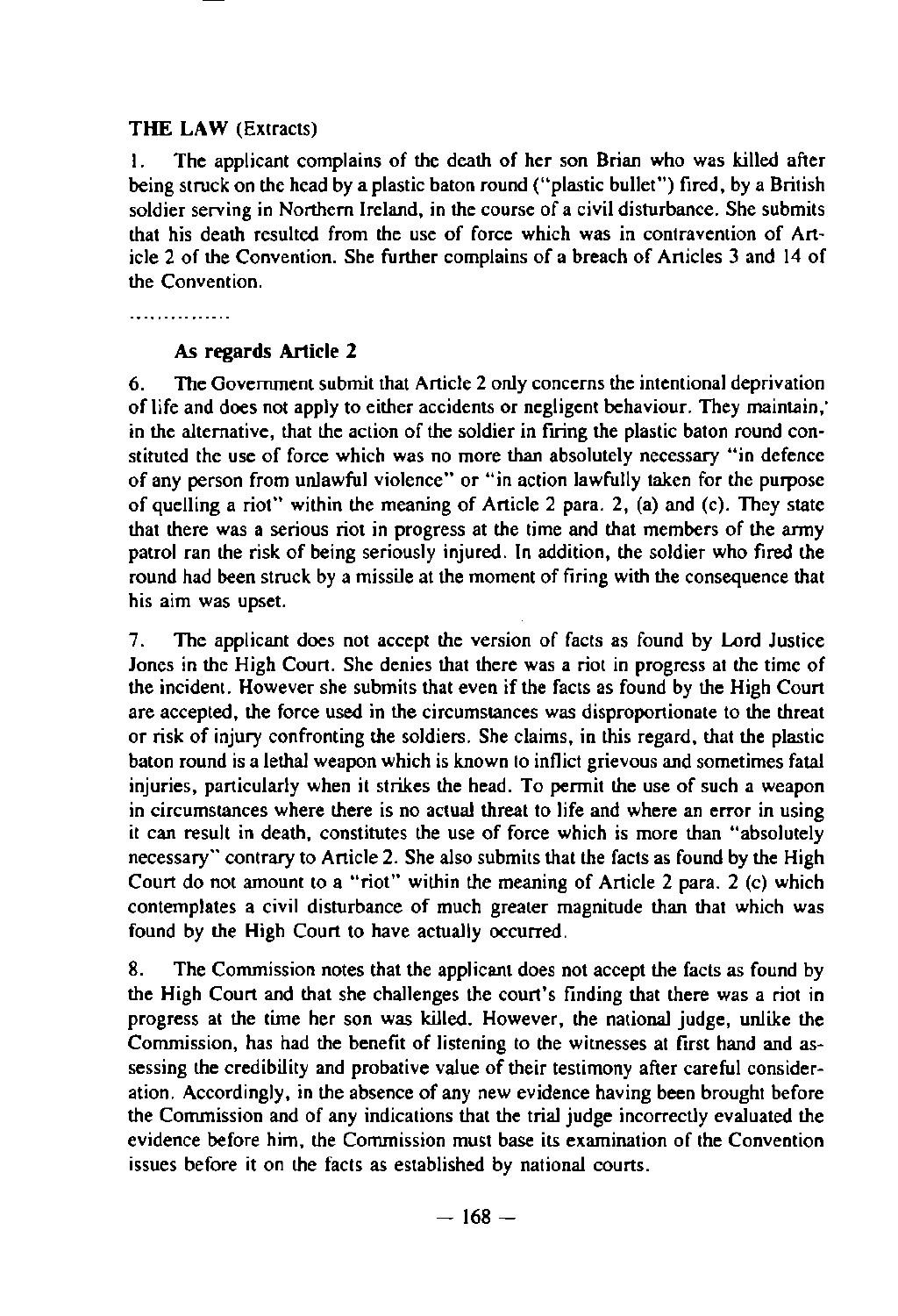**THE LAW** (Extracts)

1. The applicant complains of the death of her son Brian who was killed after being struck on the head by a plastic baton round ("plastic bullet") fired, by a British soldier serving in Northern Ireland, in the course of a civil disturbance. She submits that his death resulted from the use of force which was in contravention of Article 2 of the Convention. She further complains of a breach of Articles 3 and 14 of the Convention.

...............

**As regards Article 2**

6. The Government submit that Article 2 only concerns the intentional deprivation of life and does not apply to either accidents or negligent behaviour. They maintain, in the alternative, that the action of the soldier in firing the plastic baton round constituted the use of force which was no more than absolutely necessary "in defence of any person from unlawful violence" or "in action lawfully taken for the purpose of quelling a riot" within the meaning of Article 2 para. 2, (a) and (c). They state that there was a serious riot in progress at the time and that members of the army patrol ran the risk of being seriously injured. In addition, the soldier who fired the round had been struck by a missile at the moment of firing with the consequence that his aim was upset.

7. The applicant does not accept the version of facts as found by Lord Justice Jones in the High Court. She denies that there was a riot in progress at the time of the incident. However she submits that even if the facts as found by the High Court are accepted, the force used in the circumstances was disproportionate to the threat or risk of injury confronting the soldiers. She claims, in this regard, that the plastic baton round is a lethal weapon which is known to inflict grievous and sometimes fatal injuries, particularly when it strikes the head. To permit the use of such a weapon in circumstances where there is no actual threat to life and where an error in using it can result in death, constitutes the use of force which is more than "absolutely necessary" contrary to Article 2. She also submits that the facts as found by the High Court do not amount to a "riot" within the meaning of Article 2 para. 2 (c) which contemplates a civil disturbance of much greater magnitude than that which was found by the High Court to have actually occurred.

8. The Commission notes that the applicant does not accept the facts as found by the High Court and that she challenges the court's finding that there was a riot in progress at the time her son was killed. However, the national judge, unlike the Commission, has had the benefit of listening to the witnesses at first hand and assessing the credibility and probative value of their testimony after careful consideration. Accordingly, in the absence of any new evidence having been brought before the Commission and of any indications that the trial judge incorrectly evaluated the evidence before him, the Commission must base its examination of the Convention issues before it on the facts as established by national courts.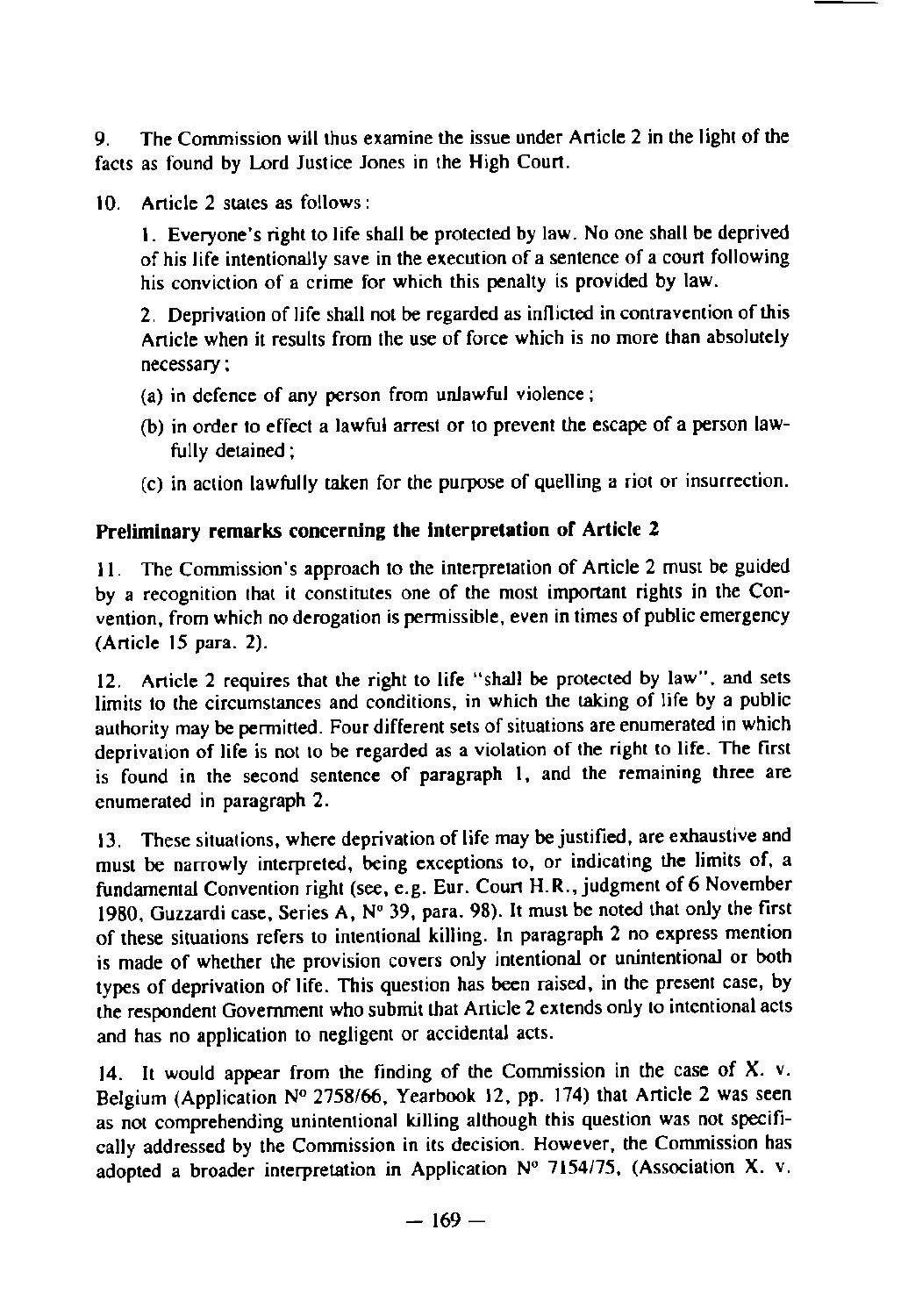9. The Commission will thus examine the issue under Article 2 in the light of the facts as found by Lord Justice Jones in the High Court.

10. Article 2 states as follows:

> 1. Everyone's right to life shall be protected by law. No one shall be deprived of his life intentionally save in the execution of a sentence of a court following his conviction of a crime for which this penalty is provided by law.
>
> 2. Deprivation of life shall not be regarded as inflicted in contravention of this Article when it results from the use of force which is no more than absolutely necessary:
>
> (a) in defence of any person from unlawful violence;
>
> (b) in order to effect a lawful arrest or to prevent the escape of a person lawfully detained;
>
> (c) in action lawfully taken for the purpose of quelling a riot or insurrection.

### Preliminary remarks concerning the interpretation of Article 2

11. The Commission's approach to the interpretation of Article 2 must be guided by a recognition that it constitutes one of the most important rights in the Convention, from which no derogation is permissible, even in times of public emergency (Article 15 para. 2).

12. Article 2 requires that the right to life "shall be protected by law", and sets limits to the circumstances and conditions, in which the taking of life by a public authority may be permitted. Four different sets of situations are enumerated in which deprivation of life is not to be regarded as a violation of the right to life. The first is found in the second sentence of paragraph 1, and the remaining three are enumerated in paragraph 2.

13. These situations, where deprivation of life may be justified, are exhaustive and must be narrowly interpreted, being exceptions to, or indicating the limits of, a fundamental Convention right (see, e.g. Eur. Court H.R., judgment of 6 November 1980, Guzzardi case, Series A, N° 39, para. 98). It must be noted that only the first of these situations refers to intentional killing. In paragraph 2 no express mention is made of whether the provision covers only intentional or unintentional or both types of deprivation of life. This question has been raised, in the present case, by the respondent Government who submit that Article 2 extends only to intentional acts and has no application to negligent or accidental acts.

14. It would appear from the finding of the Commission in the case of X. v. Belgium (Application N° 2758/66, Yearbook 12, pp. 174) that Article 2 was seen as not comprehending unintentional killing although this question was not specifically addressed by the Commission in its decision. However, the Commission has adopted a broader interpretation in Application N° 7154/75, (Association X. v.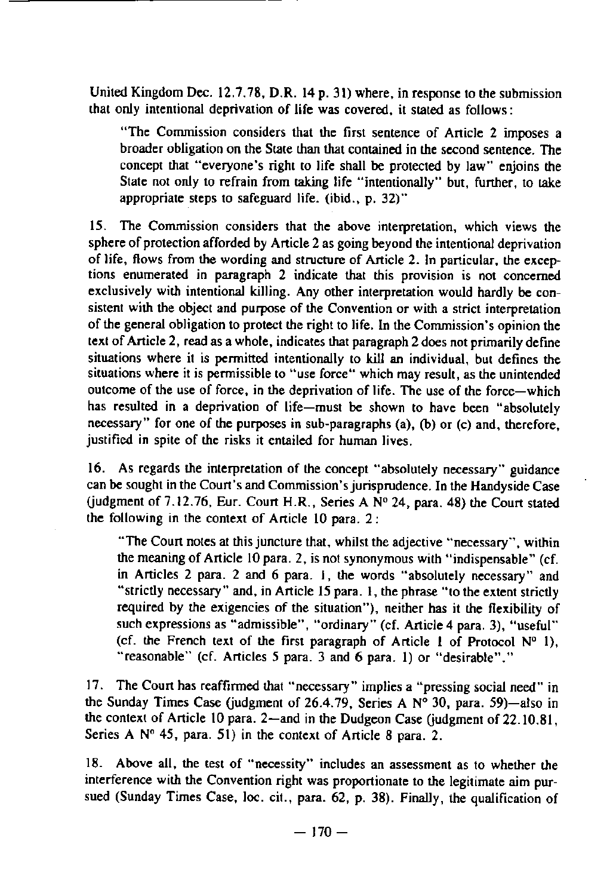United Kingdom Dec. 12.7.78, D.R. 14 p. 31) where, in response to the submission that only intentional deprivation of life was covered, it stated as follows:

> "The Commission considers that the first sentence of Article 2 imposes a broader obligation on the State than that contained in the second sentence. The concept that "everyone's right to life shall be protected by law" enjoins the State not only to refrain from taking life "intentionally" but, further, to take appropriate steps to safeguard life. (ibid., p. 32)"

15. The Commission considers that the above interpretation, which views the sphere of protection afforded by Article 2 as going beyond the intentional deprivation of life, flows from the wording and structure of Article 2. In particular, the exceptions enumerated in paragraph 2 indicate that this provision is not concerned exclusively with intentional killing. Any other interpretation would hardly be consistent with the object and purpose of the Convention or with a strict interpretation of the general obligation to protect the right to life. In the Commission's opinion the text of Article 2, read as a whole, indicates that paragraph 2 does not primarily define situations where it is permitted intentionally to kill an individual, but defines the situations where it is permissible to "use force" which may result, as the unintended outcome of the use of force, in the deprivation of life. The use of the force—which has resulted in a deprivation of life—must be shown to have been "absolutely necessary" for one of the purposes in sub-paragraphs (a), (b) or (c) and, therefore, justified in spite of the risks it entailed for human lives.

16. As regards the interpretation of the concept "absolutely necessary" guidance can be sought in the Court's and Commission's jurisprudence. In the Handyside Case (judgment of 7.12.76, Eur. Court H.R., Series A N° 24, para. 48) the Court stated the following in the context of Article 10 para. 2:

> "The Court notes at this juncture that, whilst the adjective "necessary", within the meaning of Article 10 para. 2, is not synonymous with "indispensable" (cf. in Articles 2 para. 2 and 6 para. 1, the words "absolutely necessary" and "strictly necessary" and, in Article 15 para. 1, the phrase "to the extent strictly required by the exigencies of the situation"), neither has it the flexibility of such expressions as "admissible", "ordinary" (cf. Article 4 para. 3), "useful" (cf. the French text of the first paragraph of Article 1 of Protocol N° 1), "reasonable" (cf. Articles 5 para. 3 and 6 para. 1) or "desirable"."

17. The Court has reaffirmed that "necessary" implies a "pressing social need" in the Sunday Times Case (judgment of 26.4.79, Series A N° 30, para. 59)—also in the context of Article 10 para. 2—and in the Dudgeon Case (judgment of 22.10.81, Series A N° 45, para. 51) in the context of Article 8 para. 2.

18. Above all, the test of "necessity" includes an assessment as to whether the interference with the Convention right was proportionate to the legitimate aim pursued (Sunday Times Case, loc. cit., para. 62, p. 38). Finally, the qualification of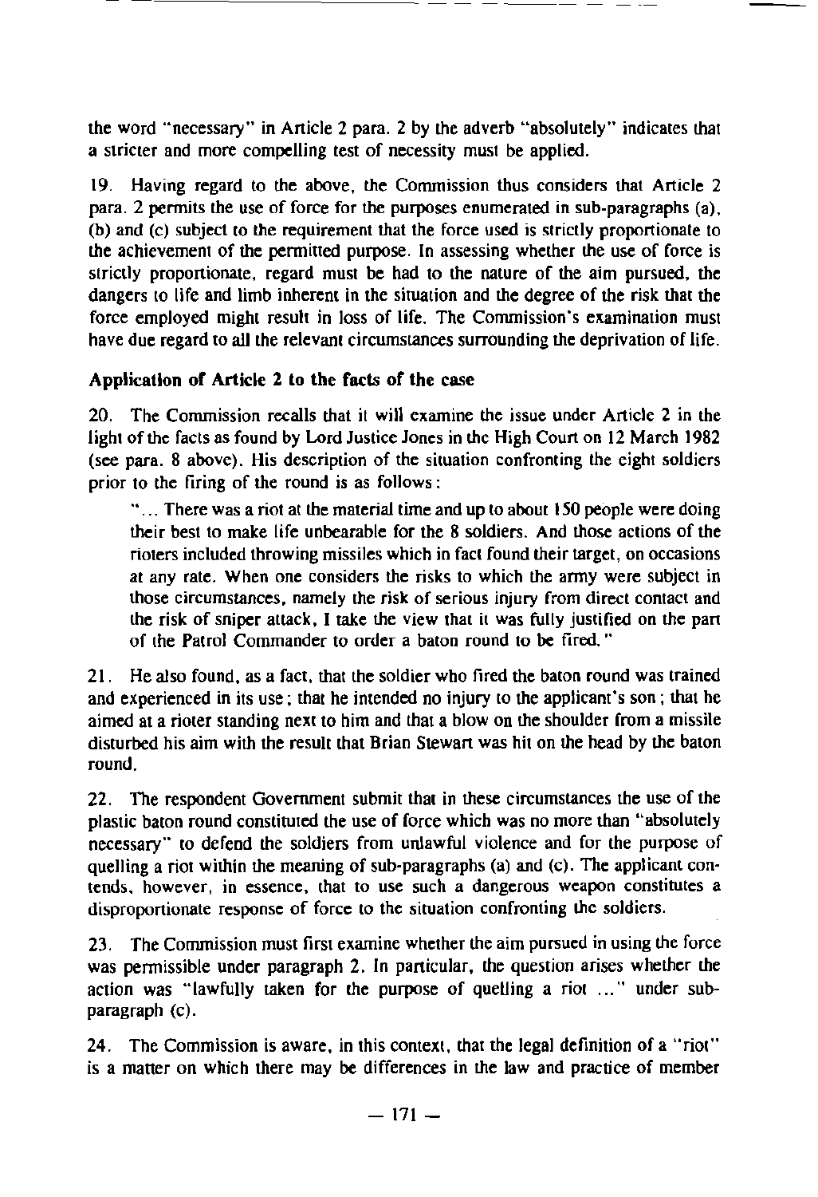the word "necessary" in Article 2 para. 2 by the adverb "absolutely" indicates that a stricter and more compelling test of necessity must be applied.

19. Having regard to the above, the Commission thus considers that Article 2 para. 2 permits the use of force for the purposes enumerated in sub-paragraphs (a), (b) and (c) subject to the requirement that the force used is strictly proportionate to the achievement of the permitted purpose. In assessing whether the use of force is strictly proportionate, regard must be had to the nature of the aim pursued, the dangers to life and limb inherent in the situation and the degree of the risk that the force employed might result in loss of life. The Commission's examination must have due regard to all the relevant circumstances surrounding the deprivation of life.

### Application of Article 2 to the facts of the case

20. The Commission recalls that it will examine the issue under Article 2 in the light of the facts as found by Lord Justice Jones in the High Court on 12 March 1982 (see para. 8 above). His description of the situation confronting the eight soldiers prior to the firing of the round is as follows:

> "... There was a riot at the material time and up to about 150 people were doing their best to make life unbearable for the 8 soldiers. And those actions of the rioters included throwing missiles which in fact found their target, on occasions at any rate. When one considers the risks to which the army were subject in those circumstances, namely the risk of serious injury from direct contact and the risk of sniper attack, I take the view that it was fully justified on the part of the Patrol Commander to order a baton round to be fired."

21. He also found, as a fact, that the soldier who fired the baton round was trained and experienced in its use; that he intended no injury to the applicant's son; that he aimed at a rioter standing next to him and that a blow on the shoulder from a missile disturbed his aim with the result that Brian Stewart was hit on the head by the baton round.

22. The respondent Government submit that in these circumstances the use of the plastic baton round constituted the use of force which was no more than "absolutely necessary" to defend the soldiers from unlawful violence and for the purpose of quelling a riot within the meaning of sub-paragraphs (a) and (c). The applicant contends, however, in essence, that to use such a dangerous weapon constitutes a disproportionate response of force to the situation confronting the soldiers.

23. The Commission must first examine whether the aim pursued in using the force was permissible under paragraph 2. In particular, the question arises whether the action was "lawfully taken for the purpose of quelling a riot ..." under sub-paragraph (c).

24. The Commission is aware, in this context, that the legal definition of a "riot" is a matter on which there may be differences in the law and practice of member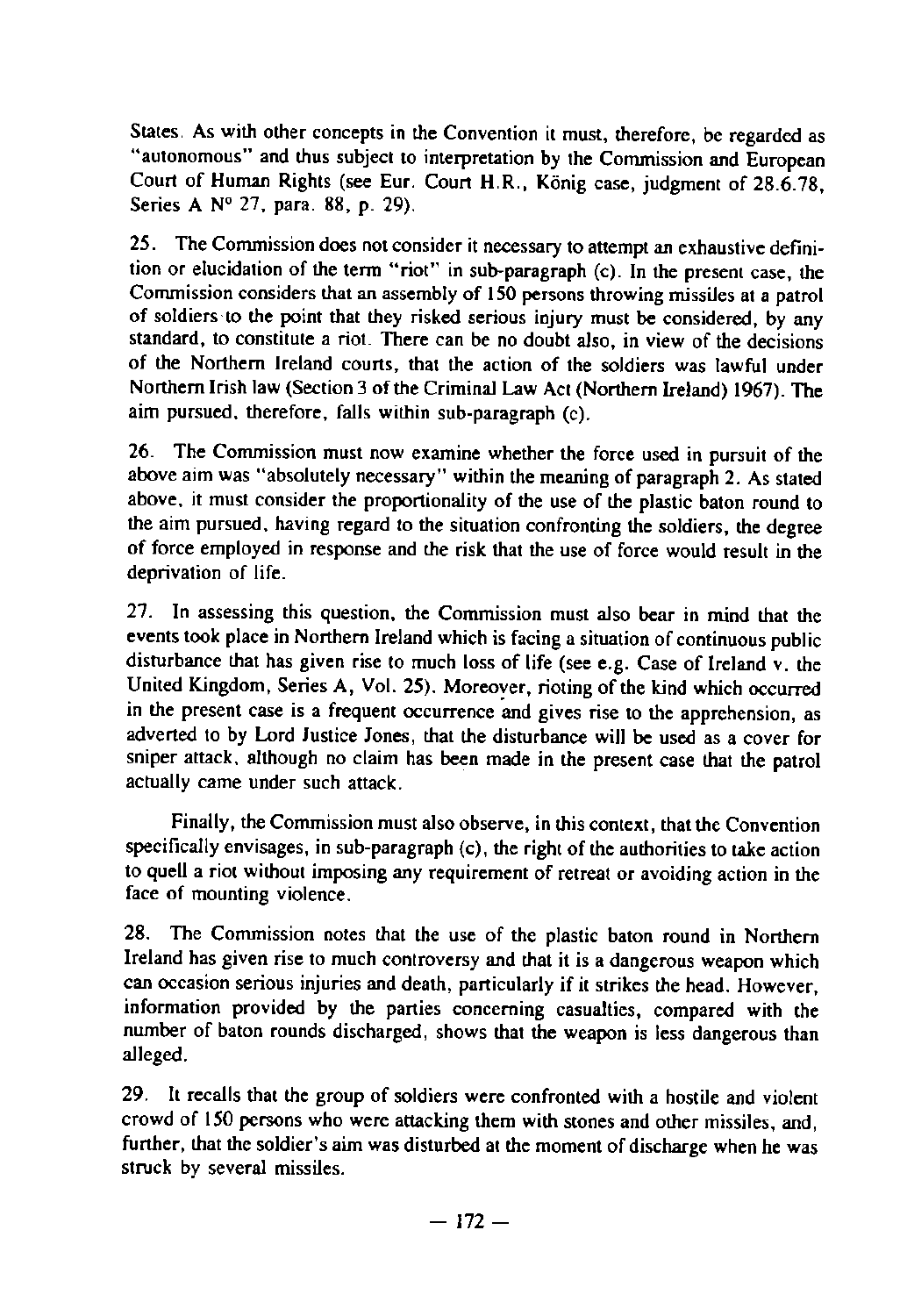States. As with other concepts in the Convention it must, therefore, be regarded as "autonomous" and thus subject to interpretation by the Commission and European Court of Human Rights (see Eur. Court H.R., König case, judgment of 28.6.78, Series A N° 27, para. 88, p. 29).

25. The Commission does not consider it necessary to attempt an exhaustive definition or elucidation of the term "riot" in sub-paragraph (c). In the present case, the Commission considers that an assembly of 150 persons throwing missiles at a patrol of soldiers to the point that they risked serious injury must be considered, by any standard, to constitute a riot. There can be no doubt also, in view of the decisions of the Northern Ireland courts, that the action of the soldiers was lawful under Northern Irish law (Section 3 of the Criminal Law Act (Northern Ireland) 1967). The aim pursued, therefore, falls within sub-paragraph (c).

26. The Commission must now examine whether the force used in pursuit of the above aim was "absolutely necessary" within the meaning of paragraph 2. As stated above, it must consider the proportionality of the use of the plastic baton round to the aim pursued, having regard to the situation confronting the soldiers, the degree of force employed in response and the risk that the use of force would result in the deprivation of life.

27. In assessing this question, the Commission must also bear in mind that the events took place in Northern Ireland which is facing a situation of continuous public disturbance that has given rise to much loss of life (see e.g. Case of Ireland v. the United Kingdom, Series A, Vol. 25). Moreover, rioting of the kind which occurred in the present case is a frequent occurrence and gives rise to the apprehension, as adverted to by Lord Justice Jones, that the disturbance will be used as a cover for sniper attack, although no claim has been made in the present case that the patrol actually came under such attack.

Finally, the Commission must also observe, in this context, that the Convention specifically envisages, in sub-paragraph (c), the right of the authorities to take action to quell a riot without imposing any requirement of retreat or avoiding action in the face of mounting violence.

28. The Commission notes that the use of the plastic baton round in Northern Ireland has given rise to much controversy and that it is a dangerous weapon which can occasion serious injuries and death, particularly if it strikes the head. However, information provided by the parties concerning casualties, compared with the number of baton rounds discharged, shows that the weapon is less dangerous than alleged.

29. It recalls that the group of soldiers were confronted with a hostile and violent crowd of 150 persons who were attacking them with stones and other missiles, and, further, that the soldier's aim was disturbed at the moment of discharge when he was struck by several missiles.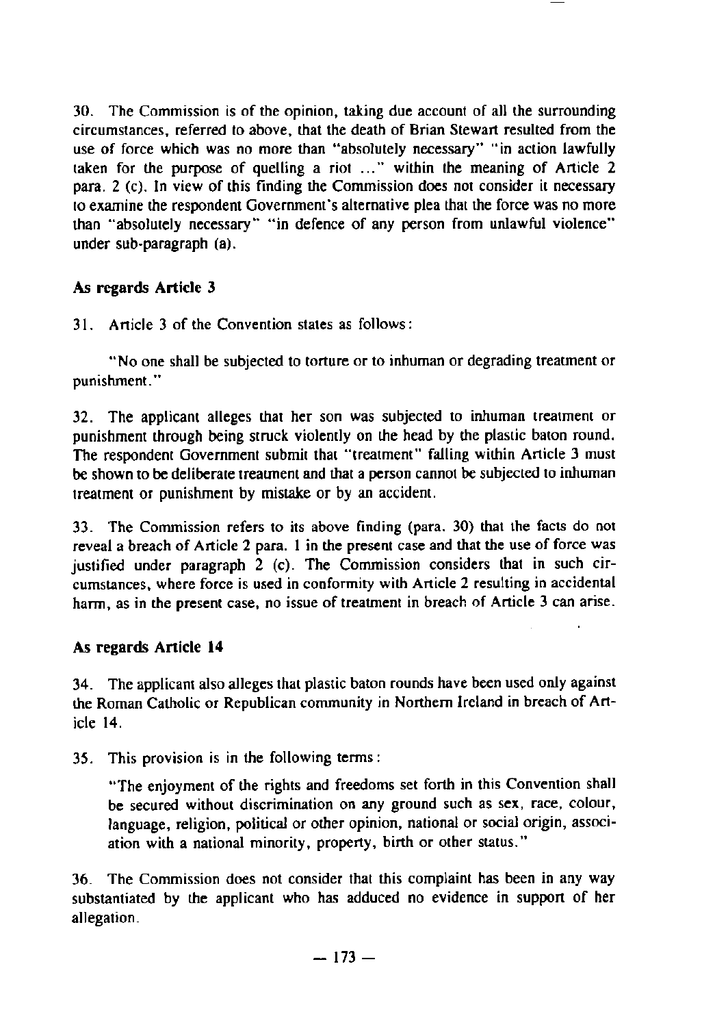30. The Commission is of the opinion, taking due account of all the surrounding circumstances, referred to above, that the death of Brian Stewart resulted from the use of force which was no more than "absolutely necessary" "in action lawfully taken for the purpose of quelling a riot ..." within the meaning of Article 2 para. 2 (c). In view of this finding the Commission does not consider it necessary to examine the respondent Government's alternative plea that the force was no more than "absolutely necessary" "in defence of any person from unlawful violence" under sub-paragraph (a).

### As regards Article 3

31. Article 3 of the Convention states as follows:

"No one shall be subjected to torture or to inhuman or degrading treatment or punishment."

32. The applicant alleges that her son was subjected to inhuman treatment or punishment through being struck violently on the head by the plastic baton round. The respondent Government submit that "treatment" falling within Article 3 must be shown to be deliberate treatment and that a person cannot be subjected to inhuman treatment or punishment by mistake or by an accident.

33. The Commission refers to its above finding (para. 30) that the facts do not reveal a breach of Article 2 para. 1 in the present case and that the use of force was justified under paragraph 2 (c). The Commission considers that in such circumstances, where force is used in conformity with Article 2 resulting in accidental harm, as in the present case, no issue of treatment in breach of Article 3 can arise.

### As regards Article 14

34. The applicant also alleges that plastic baton rounds have been used only against the Roman Catholic or Republican community in Northern Ireland in breach of Article 14.

35. This provision is in the following terms:

"The enjoyment of the rights and freedoms set forth in this Convention shall be secured without discrimination on any ground such as sex, race, colour, language, religion, political or other opinion, national or social origin, association with a national minority, property, birth or other status."

36. The Commission does not consider that this complaint has been in any way substantiated by the applicant who has adduced no evidence in support of her allegation.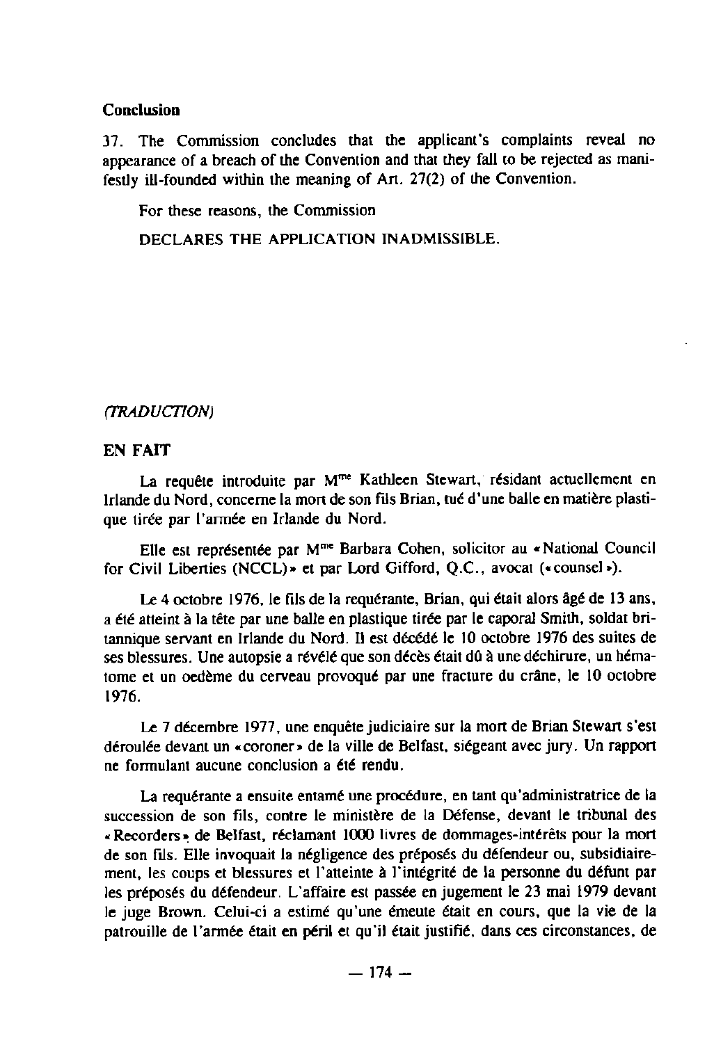**Conclusion**

37. The Commission concludes that the applicant's complaints reveal no appearance of a breach of the Convention and that they fall to be rejected as manifestly ill-founded within the meaning of Art. 27(2) of the Convention.

For these reasons, the Commission

DECLARES THE APPLICATION INADMISSIBLE.

*(TRADUCTION)*

**EN FAIT**

La requête introduite par M[me] Kathleen Stewart, résidant actuellement en Irlande du Nord, concerne la mort de son fils Brian, tué d'une balle en matière plastique tirée par l'armée en Irlande du Nord.

Elle est représentée par M[me] Barbara Cohen, solicitor au « National Council for Civil Liberties (NCCL) » et par Lord Gifford, Q.C., avocat (« counsel »).

Le 4 octobre 1976, le fils de la requérante, Brian, qui était alors âgé de 13 ans, a été atteint à la tête par une balle en plastique tirée par le caporal Smith, soldat britannique servant en Irlande du Nord. Il est décédé le 10 octobre 1976 des suites de ses blessures. Une autopsie a révélé que son décès était dû à une déchirure, un hématome et un oedème du cerveau provoqué par une fracture du crâne, le 10 octobre 1976.

Le 7 décembre 1977, une enquête judiciaire sur la mort de Brian Stewart s'est déroulée devant un « coroner » de la ville de Belfast, siégeant avec jury. Un rapport ne formulant aucune conclusion a été rendu.

La requérante a ensuite entamé une procédure, en tant qu'administratrice de la succession de son fils, contre le ministère de la Défense, devant le tribunal des « Recorders » de Belfast, réclamant 1000 livres de dommages-intérêts pour la mort de son fils. Elle invoquait la négligence des préposés du défendeur ou, subsidiairement, les coups et blessures et l'atteinte à l'intégrité de la personne du défunt par les préposés du défendeur. L'affaire est passée en jugement le 23 mai 1979 devant le juge Brown. Celui-ci a estimé qu'une émeute était en cours, que la vie de la patrouille de l'armée était en péril et qu'il était justifié, dans ces circonstances, de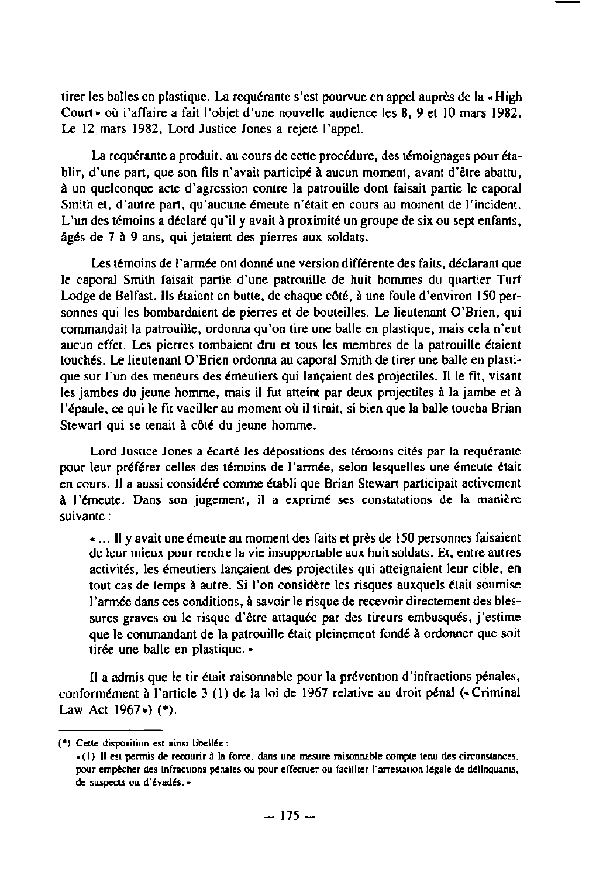tirer les balles en plastique. La requérante s'est pourvue en appel auprès de la « High Court » où l'affaire a fait l'objet d'une nouvelle audience les 8, 9 et 10 mars 1982. Le 12 mars 1982, Lord Justice Jones a rejeté l'appel.

La requérante a produit, au cours de cette procédure, des témoignages pour établir, d'une part, que son fils n'avait participé à aucun moment, avant d'être abattu, à un quelconque acte d'agression contre la patrouille dont faisait partie le caporal Smith et, d'autre part, qu'aucune émeute n'était en cours au moment de l'incident. L'un des témoins a déclaré qu'il y avait à proximité un groupe de six ou sept enfants, âgés de 7 à 9 ans, qui jetaient des pierres aux soldats.

Les témoins de l'armée ont donné une version différente des faits, déclarant que le caporal Smith faisait partie d'une patrouille de huit hommes du quartier Turf Lodge de Belfast. Ils étaient en butte, de chaque côté, à une foule d'environ 150 personnes qui les bombardaient de pierres et de bouteilles. Le lieutenant O'Brien, qui commandait la patrouille, ordonna qu'on tire une balle en plastique, mais cela n'eut aucun effet. Les pierres tombaient dru et tous les membres de la patrouille étaient touchés. Le lieutenant O'Brien ordonna au caporal Smith de tirer une balle en plastique sur l'un des meneurs des émeutiers qui lançaient des projectiles. Il le fit, visant les jambes du jeune homme, mais il fut atteint par deux projectiles à la jambe et à l'épaule, ce qui le fit vaciller au moment où il tirait, si bien que la balle toucha Brian Stewart qui se tenait à côté du jeune homme.

Lord Justice Jones a écarté les dépositions des témoins cités par la requérante pour leur préférer celles des témoins de l'armée, selon lesquelles une émeute était en cours. Il a aussi considéré comme établi que Brian Stewart participait activement à l'émeute. Dans son jugement, il a exprimé ses constatations de la manière suivante :

> « ... Il y avait une émeute au moment des faits et près de 150 personnes faisaient de leur mieux pour rendre la vie insupportable aux huit soldats. Et, entre autres activités, les émeutiers lançaient des projectiles qui atteignaient leur cible, en tout cas de temps à autre. Si l'on considère les risques auxquels était soumise l'armée dans ces conditions, à savoir le risque de recevoir directement des blessures graves ou le risque d'être attaquée par des tireurs embusqués, j'estime que le commandant de la patrouille était pleinement fondé à ordonner que soit tirée une balle en plastique. »

Il a admis que le tir était raisonnable pour la prévention d'infractions pénales, conformément à l'article 3 (1) de la loi de 1967 relative au droit pénal (« Criminal Law Act 1967 ») (*).

---

(*) Cette disposition est ainsi libellée :

« (1) Il est permis de recourir à la force, dans une mesure raisonnable compte tenu des circonstances, pour empêcher des infractions pénales ou pour effectuer ou faciliter l'arrestation légale de délinquants, de suspects ou d'évadés. »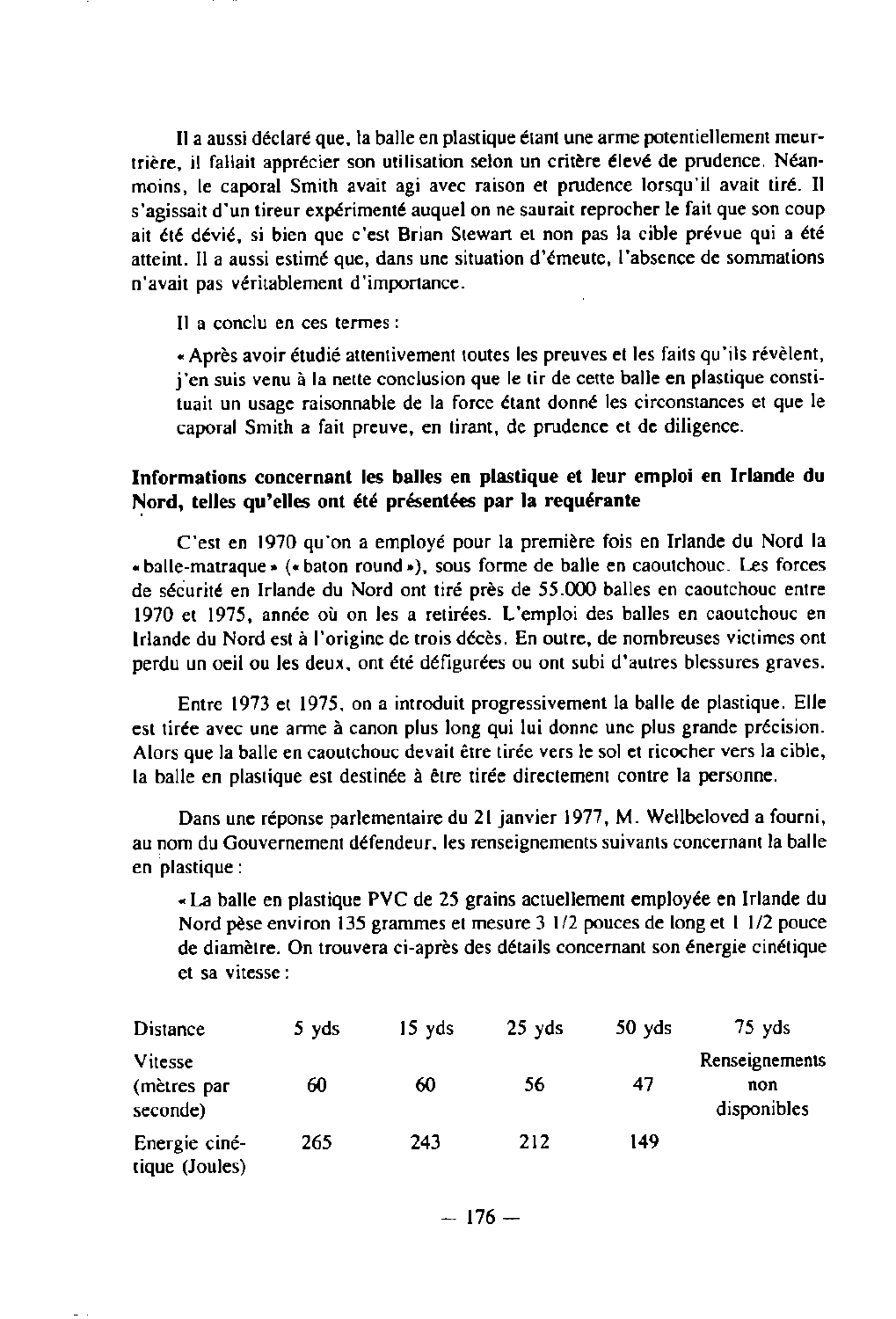Il a aussi déclaré que, la balle en plastique étant une arme potentiellement meurtrière, il fallait apprécier son utilisation selon un critère élevé de prudence. Néanmoins, le caporal Smith avait agi avec raison et prudence lorsqu'il avait tiré. Il s'agissait d'un tireur expérimenté auquel on ne saurait reprocher le fait que son coup ait été dévié, si bien que c'est Brian Stewart et non pas la cible prévue qui a été atteint. Il a aussi estimé que, dans une situation d'émeute, l'absence de sommations n'avait pas véritablement d'importance.

Il a conclu en ces termes :

« Après avoir étudié attentivement toutes les preuves et les faits qu'ils révèlent, j'en suis venu à la nette conclusion que le tir de cette balle en plastique constituait un usage raisonnable de la force étant donné les circonstances et que le caporal Smith a fait preuve, en tirant, de prudence et de diligence.

**Informations concernant les balles en plastique et leur emploi en Irlande du Nord, telles qu'elles ont été présentées par la requérante**

C'est en 1970 qu'on a employé pour la première fois en Irlande du Nord la « balle-matraque » (« baton round »), sous forme de balle en caoutchouc. Les forces de sécurité en Irlande du Nord ont tiré près de 55.000 balles en caoutchouc entre 1970 et 1975, année où on les a retirées. L'emploi des balles en caoutchouc en Irlande du Nord est à l'origine de trois décès. En outre, de nombreuses victimes ont perdu un oeil ou les deux, ont été défigurées ou ont subi d'autres blessures graves.

Entre 1973 et 1975, on a introduit progressivement la balle de plastique. Elle est tirée avec une arme à canon plus long qui lui donne une plus grande précision. Alors que la balle en caoutchouc devait être tirée vers le sol et ricocher vers la cible, la balle en plastique est destinée à être tirée directement contre la personne.

Dans une réponse parlementaire du 21 janvier 1977, M. Wellbeloved a fourni, au nom du Gouvernement défendeur, les renseignements suivants concernant la balle en plastique :

« La balle en plastique PVC de 25 grains actuellement employée en Irlande du Nord pèse environ 135 grammes et mesure 3 1/2 pouces de long et 1 1/2 pouce de diamètre. On trouvera ci-après des détails concernant son énergie cinétique et sa vitesse :

| Distance | 5 yds | 15 yds | 25 yds | 50 yds | 75 yds |
|---|---|---|---|---|---|
| Vitesse (mètres par seconde) | 60 | 60 | 56 | 47 | Renseignements non disponibles |
| Energie cinétique (Joules) | 265 | 243 | 212 | 149 | |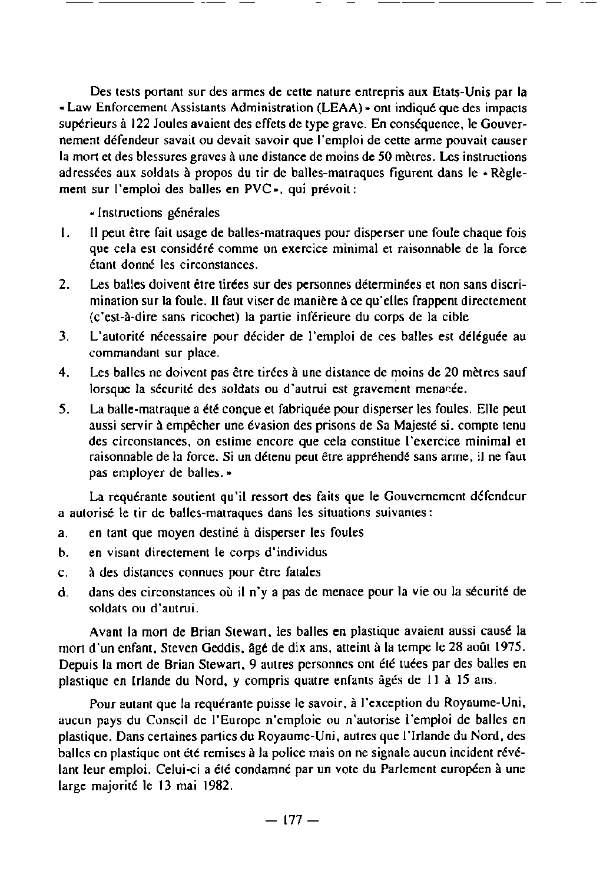Des tests portant sur des armes de cette nature entrepris aux Etats-Unis par la « Law Enforcement Assistants Administration (LEAA) » ont indiqué que des impacts supérieurs à 122 Joules avaient des effets de type grave. En conséquence, le Gouvernement défendeur savait ou devait savoir que l'emploi de cette arme pouvait causer la mort et des blessures graves à une distance de moins de 50 mètres. Les instructions adressées aux soldats à propos du tir de balles-matraques figurent dans le « Règlement sur l'emploi des balles en PVC », qui prévoit :

« Instructions générales

1. Il peut être fait usage de balles-matraques pour disperser une foule chaque fois que cela est considéré comme un exercice minimal et raisonnable de la force étant donné les circonstances.
2. Les balles doivent être tirées sur des personnes déterminées et non sans discrimination sur la foule. Il faut viser de manière à ce qu'elles frappent directement (c'est-à-dire sans ricochet) la partie inférieure du corps de la cible
3. L'autorité nécessaire pour décider de l'emploi de ces balles est déléguée au commandant sur place.
4. Les balles ne doivent pas être tirées à une distance de moins de 20 mètres sauf lorsque la sécurité des soldats ou d'autrui est gravement menacée.
5. La balle-matraque a été conçue et fabriquée pour disperser les foules. Elle peut aussi servir à empêcher une évasion des prisons de Sa Majesté si, compte tenu des circonstances, on estime encore que cela constitue l'exercice minimal et raisonnable de la force. Si un détenu peut être appréhendé sans arme, il ne faut pas employer de balles. »

La requérante soutient qu'il ressort des faits que le Gouvernement défendeur a autorisé le tir de balles-matraques dans les situations suivantes :

a. en tant que moyen destiné à disperser les foules
b. en visant directement le corps d'individus
c. à des distances connues pour être fatales
d. dans des circonstances où il n'y a pas de menace pour la vie ou la sécurité de soldats ou d'autrui.

Avant la mort de Brian Stewart, les balles en plastique avaient aussi causé la mort d'un enfant, Steven Geddis, âgé de dix ans, atteint à la tempe le 28 août 1975. Depuis la mort de Brian Stewart, 9 autres personnes ont été tuées par des balles en plastique en Irlande du Nord, y compris quatre enfants âgés de 11 à 15 ans.

Pour autant que la requérante puisse le savoir, à l'exception du Royaume-Uni, aucun pays du Conseil de l'Europe n'emploie ou n'autorise l'emploi de balles en plastique. Dans certaines parties du Royaume-Uni, autres que l'Irlande du Nord, des balles en plastique ont été remises à la police mais on ne signale aucun incident révélant leur emploi. Celui-ci a été condamné par un vote du Parlement européen à une large majorité le 13 mai 1982.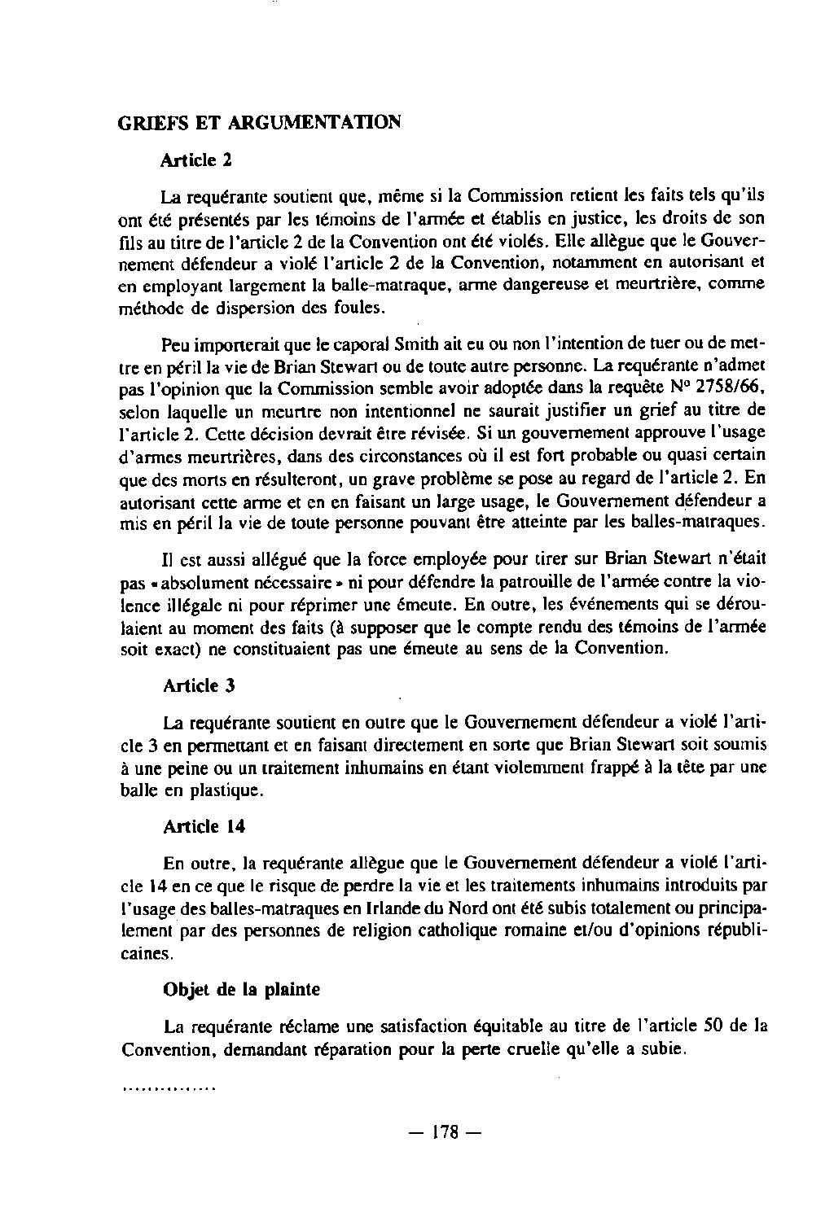## GRIEFS ET ARGUMENTATION

### Article 2

La requérante soutient que, même si la Commission retient les faits tels qu'ils ont été présentés par les témoins de l'armée et établis en justice, les droits de son fils au titre de l'article 2 de la Convention ont été violés. Elle allègue que le Gouvernement défendeur a violé l'article 2 de la Convention, notamment en autorisant et en employant largement la balle-matraque, arme dangereuse et meurtrière, comme méthode de dispersion des foules.

Peu importerait que le caporal Smith ait eu ou non l'intention de tuer ou de mettre en péril la vie de Brian Stewart ou de toute autre personne. La requérante n'admet pas l'opinion que la Commission semble avoir adoptée dans la requête N° 2758/66, selon laquelle un meurtre non intentionnel ne saurait justifier un grief au titre de l'article 2. Cette décision devrait être révisée. Si un gouvernement approuve l'usage d'armes meurtrières, dans des circonstances où il est fort probable ou quasi certain que des morts en résulteront, un grave problème se pose au regard de l'article 2. En autorisant cette arme et en en faisant un large usage, le Gouvernement défendeur a mis en péril la vie de toute personne pouvant être atteinte par les balles-matraques.

Il est aussi allégué que la force employée pour tirer sur Brian Stewart n'était pas « absolument nécessaire » ni pour défendre la patrouille de l'armée contre la violence illégale ni pour réprimer une émeute. En outre, les événements qui se déroulaient au moment des faits (à supposer que le compte rendu des témoins de l'armée soit exact) ne constituaient pas une émeute au sens de la Convention.

### Article 3

La requérante soutient en outre que le Gouvernement défendeur a violé l'article 3 en permettant et en faisant directement en sorte que Brian Stewart soit soumis à une peine ou un traitement inhumains en étant violemment frappé à la tête par une balle en plastique.

### Article 14

En outre, la requérante allègue que le Gouvernement défendeur a violé l'article 14 en ce que le risque de perdre la vie et les traitements inhumains introduits par l'usage des balles-matraques en Irlande du Nord ont été subis totalement ou principalement par des personnes de religion catholique romaine et/ou d'opinions républicaines.

### Objet de la plainte

La requérante réclame une satisfaction équitable au titre de l'article 50 de la Convention, demandant réparation pour la perte cruelle qu'elle a subie.

...............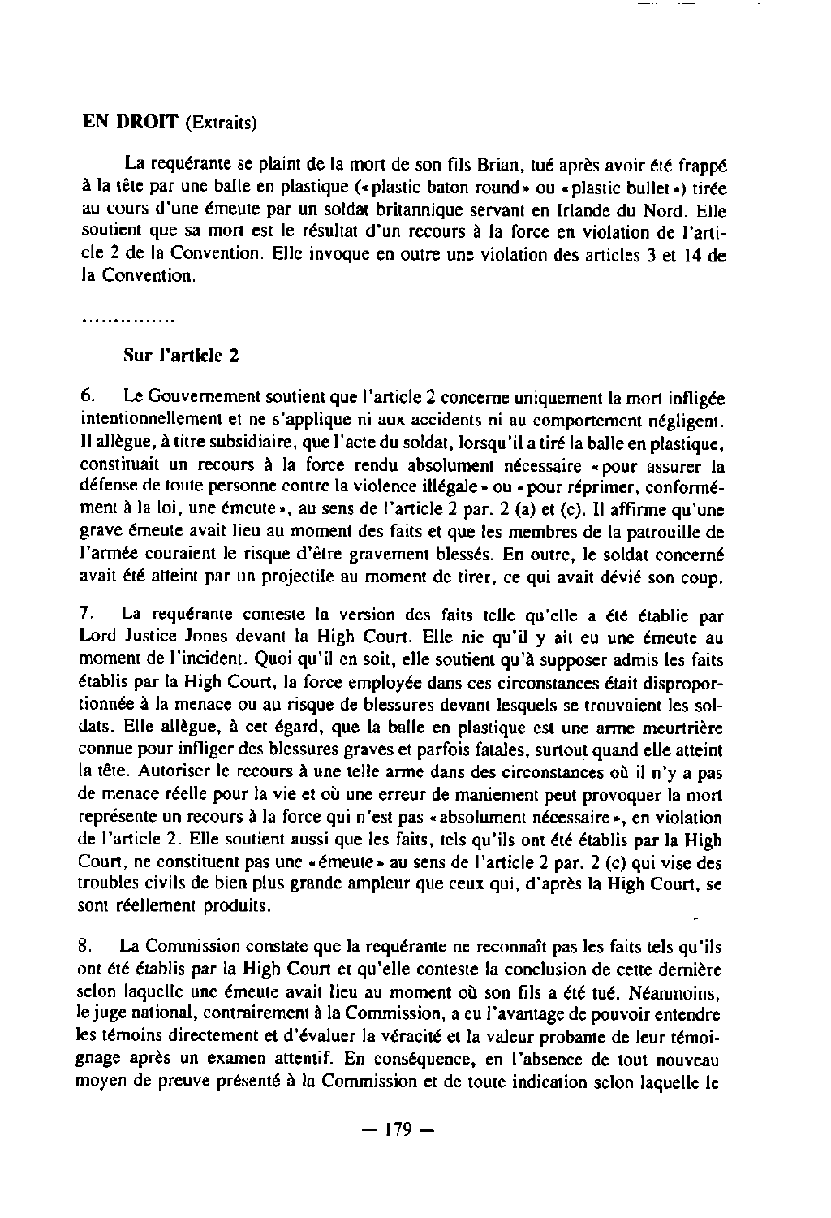**EN DROIT** (Extraits)

La requérante se plaint de la mort de son fils Brian, tué après avoir été frappé à la tête par une balle en plastique (« plastic baton round » ou « plastic bullet ») tirée au cours d'une émeute par un soldat britannique servant en Irlande du Nord. Elle soutient que sa mort est le résultat d'un recours à la force en violation de l'article 2 de la Convention. Elle invoque en outre une violation des articles 3 et 14 de la Convention.

...............

**Sur l'article 2**

6. Le Gouvernement soutient que l'article 2 concerne uniquement la mort infligée intentionnellement et ne s'applique ni aux accidents ni au comportement négligent. Il allègue, à titre subsidiaire, que l'acte du soldat, lorsqu'il a tiré la balle en plastique, constituait un recours à la force rendu absolument nécessaire « pour assurer la défense de toute personne contre la violence illégale » ou « pour réprimer, conformément à la loi, une émeute », au sens de l'article 2 par. 2 (a) et (c). Il affirme qu'une grave émeute avait lieu au moment des faits et que les membres de la patrouille de l'armée couraient le risque d'être gravement blessés. En outre, le soldat concerné avait été atteint par un projectile au moment de tirer, ce qui avait dévié son coup.

7. La requérante conteste la version des faits telle qu'elle a été établie par Lord Justice Jones devant la High Court. Elle nie qu'il y ait eu une émeute au moment de l'incident. Quoi qu'il en soit, elle soutient qu'à supposer admis les faits établis par la High Court, la force employée dans ces circonstances était disproportionnée à la menace ou au risque de blessures devant lesquels se trouvaient les soldats. Elle allègue, à cet égard, que la balle en plastique est une arme meurtrière connue pour infliger des blessures graves et parfois fatales, surtout quand elle atteint la tête. Autoriser le recours à une telle arme dans des circonstances où il n'y a pas de menace réelle pour la vie et où une erreur de maniement peut provoquer la mort représente un recours à la force qui n'est pas « absolument nécessaire », en violation de l'article 2. Elle soutient aussi que les faits, tels qu'ils ont été établis par la High Court, ne constituent pas une « émeute » au sens de l'article 2 par. 2 (c) qui vise des troubles civils de bien plus grande ampleur que ceux qui, d'après la High Court, se sont réellement produits.

8. La Commission constate que la requérante ne reconnaît pas les faits tels qu'ils ont été établis par la High Court et qu'elle conteste la conclusion de cette dernière selon laquelle une émeute avait lieu au moment où son fils a été tué. Néanmoins, le juge national, contrairement à la Commission, a eu l'avantage de pouvoir entendre les témoins directement et d'évaluer la véracité et la valeur probante de leur témoignage après un examen attentif. En conséquence, en l'absence de tout nouveau moyen de preuve présenté à la Commission et de toute indication selon laquelle le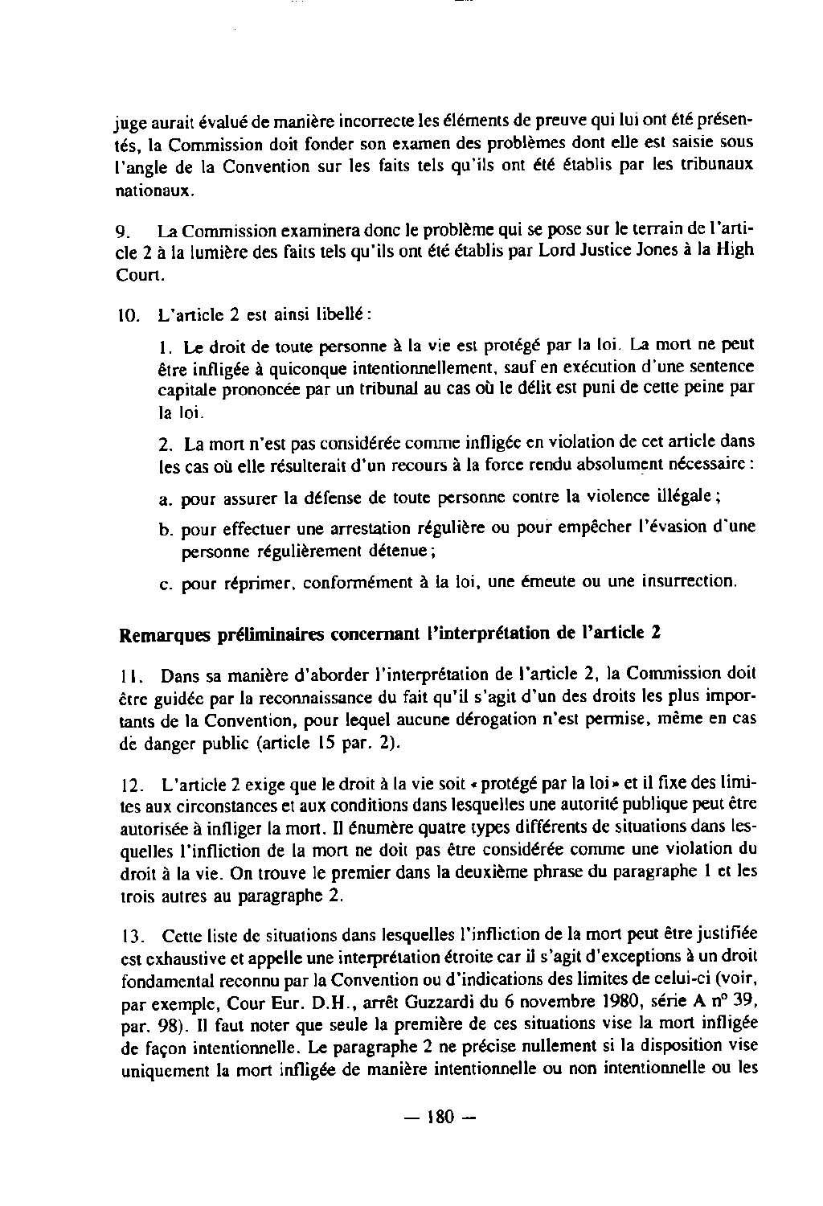juge aurait évalué de manière incorrecte les éléments de preuve qui lui ont été présentés, la Commission doit fonder son examen des problèmes dont elle est saisie sous l'angle de la Convention sur les faits tels qu'ils ont été établis par les tribunaux nationaux.

9. La Commission examinera donc le problème qui se pose sur le terrain de l'article 2 à la lumière des faits tels qu'ils ont été établis par Lord Justice Jones à la High Court.

10. L'article 2 est ainsi libellé :

> 1. Le droit de toute personne à la vie est protégé par la loi. La mort ne peut être infligée à quiconque intentionnellement, sauf en exécution d'une sentence capitale prononcée par un tribunal au cas où le délit est puni de cette peine par la loi.
>
> 2. La mort n'est pas considérée comme infligée en violation de cet article dans les cas où elle résulterait d'un recours à la force rendu absolument nécessaire :
>
> a. pour assurer la défense de toute personne contre la violence illégale ;
>
> b. pour effectuer une arrestation régulière ou pour empêcher l'évasion d'une personne régulièrement détenue ;
>
> c. pour réprimer, conformément à la loi, une émeute ou une insurrection.

## Remarques préliminaires concernant l'interprétation de l'article 2

11. Dans sa manière d'aborder l'interprétation de l'article 2, la Commission doit être guidée par la reconnaissance du fait qu'il s'agit d'un des droits les plus importants de la Convention, pour lequel aucune dérogation n'est permise, même en cas de danger public (article 15 par. 2).

12. L'article 2 exige que le droit à la vie soit « protégé par la loi » et il fixe des limites aux circonstances et aux conditions dans lesquelles une autorité publique peut être autorisée à infliger la mort. Il énumère quatre types différents de situations dans lesquelles l'infliction de la mort ne doit pas être considérée comme une violation du droit à la vie. On trouve le premier dans la deuxième phrase du paragraphe 1 et les trois autres au paragraphe 2.

13. Cette liste de situations dans lesquelles l'infliction de la mort peut être justifiée est exhaustive et appelle une interprétation étroite car il s'agit d'exceptions à un droit fondamental reconnu par la Convention ou d'indications des limites de celui-ci (voir, par exemple, Cour Eur. D.H., arrêt Guzzardi du 6 novembre 1980, série A n° 39, par. 98). Il faut noter que seule la première de ces situations vise la mort infligée de façon intentionnelle. Le paragraphe 2 ne précise nullement si la disposition vise uniquement la mort infligée de manière intentionnelle ou non intentionnelle ou les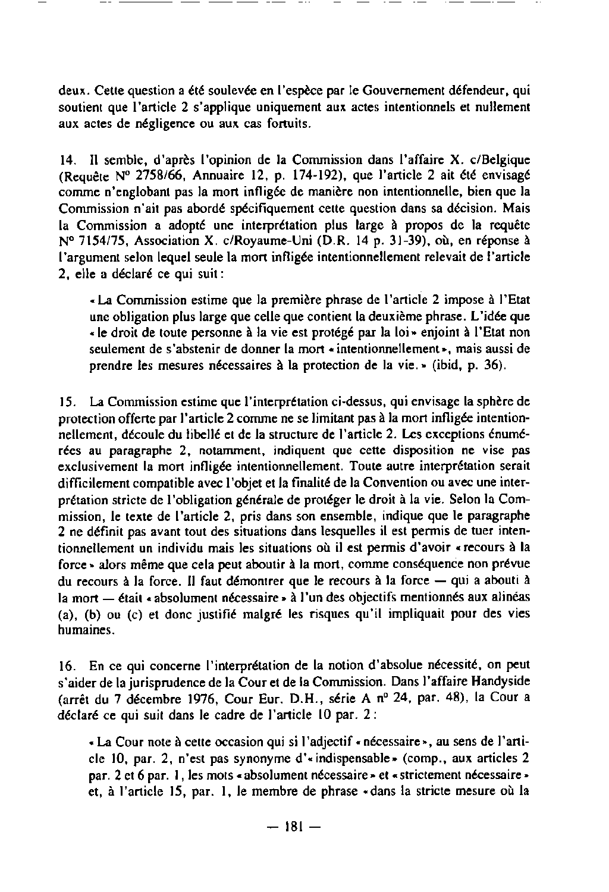deux. Cette question a été soulevée en l'espèce par le Gouvernement défendeur, qui soutient que l'article 2 s'applique uniquement aux actes intentionnels et nullement aux actes de négligence ou aux cas fortuits.

14. Il semble, d'après l'opinion de la Commission dans l'affaire X. c/Belgique (Requête N° 2758/66, Annuaire 12, p. 174-192), que l'article 2 ait été envisagé comme n'englobant pas la mort infligée de manière non intentionnelle, bien que la Commission n'ait pas abordé spécifiquement cette question dans sa décision. Mais la Commission a adopté une interprétation plus large à propos de la requête N° 7154/75, Association X. c/Royaume-Uni (D.R. 14 p. 31-39), où, en réponse à l'argument selon lequel seule la mort infligée intentionnellement relevait de l'article 2, elle a déclaré ce qui suit :

> « La Commission estime que la première phrase de l'article 2 impose à l'Etat une obligation plus large que celle que contient la deuxième phrase. L'idée que « le droit de toute personne à la vie est protégé par la loi » enjoint à l'Etat non seulement de s'abstenir de donner la mort « intentionnellement », mais aussi de prendre les mesures nécessaires à la protection de la vie. » (ibid, p. 36).

15. La Commission estime que l'interprétation ci-dessus, qui envisage la sphère de protection offerte par l'article 2 comme ne se limitant pas à la mort infligée intentionnellement, découle du libellé et de la structure de l'article 2. Les exceptions énumérées au paragraphe 2, notamment, indiquent que cette disposition ne vise pas exclusivement la mort infligée intentionnellement. Toute autre interprétation serait difficilement compatible avec l'objet et la finalité de la Convention ou avec une interprétation stricte de l'obligation générale de protéger le droit à la vie. Selon la Commission, le texte de l'article 2, pris dans son ensemble, indique que le paragraphe 2 ne définit pas avant tout des situations dans lesquelles il est permis de tuer intentionnellement un individu mais les situations où il est permis d'avoir « recours à la force » alors même que cela peut aboutir à la mort, comme conséquence non prévue du recours à la force. Il faut démontrer que le recours à la force — qui a abouti à la mort — était « absolument nécessaire » à l'un des objectifs mentionnés aux alinéas (a), (b) ou (c) et donc justifié malgré les risques qu'il impliquait pour des vies humaines.

16. En ce qui concerne l'interprétation de la notion d'absolue nécessité, on peut s'aider de la jurisprudence de la Cour et de la Commission. Dans l'affaire Handyside (arrêt du 7 décembre 1976, Cour Eur. D.H., série A n° 24, par. 48), la Cour a déclaré ce qui suit dans le cadre de l'article 10 par. 2 :

> « La Cour note à cette occasion qui si l'adjectif « nécessaire », au sens de l'article 10, par. 2, n'est pas synonyme d'« indispensable » (comp., aux articles 2 par. 2 et 6 par. 1, les mots « absolument nécessaire » et « strictement nécessaire » et, à l'article 15, par. 1, le membre de phrase « dans la stricte mesure où la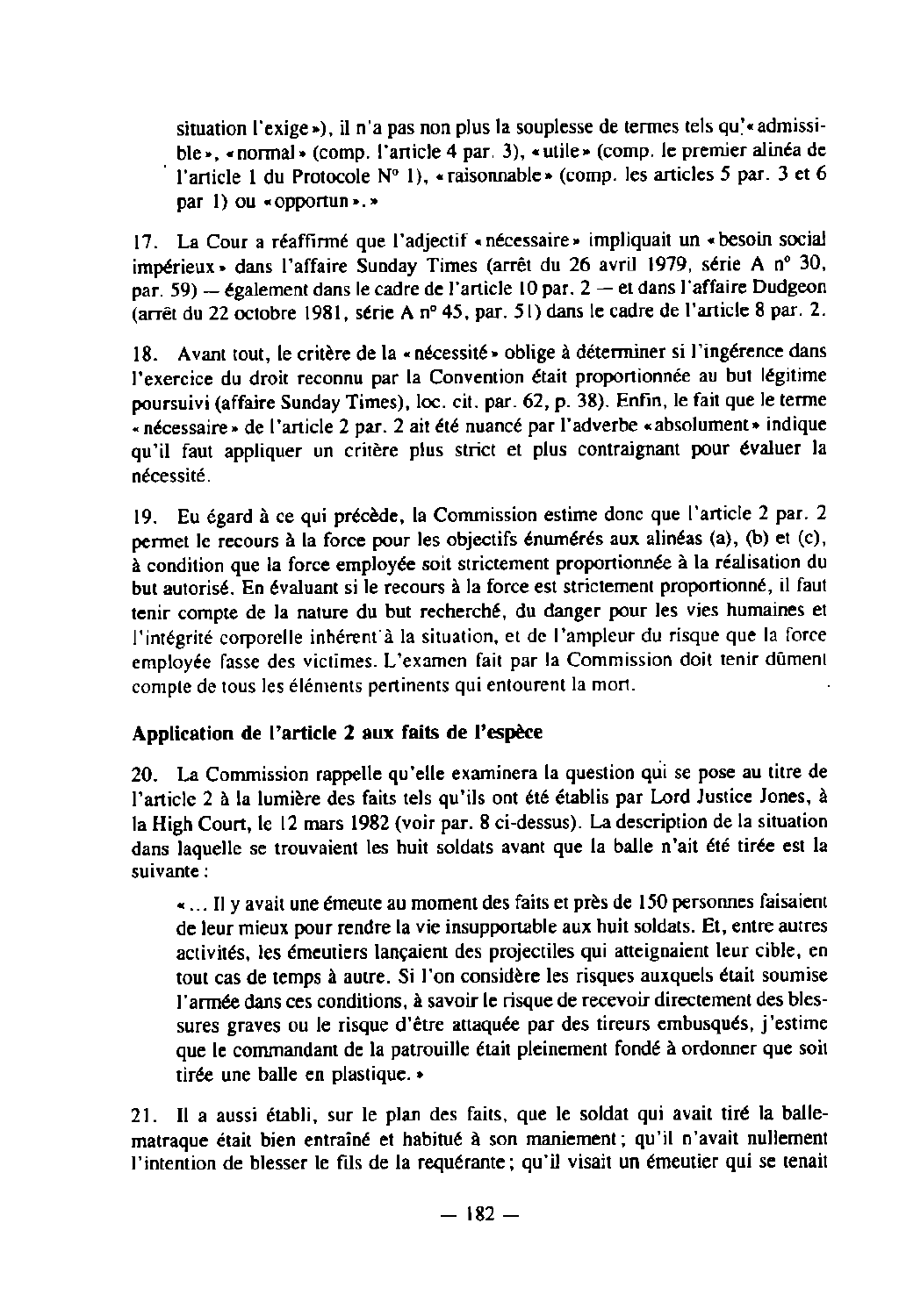situation l'exige »), il n'a pas non plus la souplesse de termes tels qu'« admissible », « normal » (comp. l'article 4 par. 3), « utile » (comp. le premier alinéa de l'article 1 du Protocole N° 1), « raisonnable » (comp. les articles 5 par. 3 et 6 par 1) ou « opportun ». »

17. La Cour a réaffirmé que l'adjectif « nécessaire » impliquait un « besoin social impérieux » dans l'affaire Sunday Times (arrêt du 26 avril 1979, série A n° 30, par. 59) — également dans le cadre de l'article 10 par. 2 — et dans l'affaire Dudgeon (arrêt du 22 octobre 1981, série A n° 45, par. 51) dans le cadre de l'article 8 par. 2.

18. Avant tout, le critère de la « nécessité » oblige à déterminer si l'ingérence dans l'exercice du droit reconnu par la Convention était proportionnée au but légitime poursuivi (affaire Sunday Times), loc. cit. par. 62, p. 38). Enfin, le fait que le terme « nécessaire » de l'article 2 par. 2 ait été nuancé par l'adverbe « absolument » indique qu'il faut appliquer un critère plus strict et plus contraignant pour évaluer la nécessité.

19. Eu égard à ce qui précède, la Commission estime donc que l'article 2 par. 2 permet le recours à la force pour les objectifs énumérés aux alinéas (a), (b) et (c), à condition que la force employée soit strictement proportionnée à la réalisation du but autorisé. En évaluant si le recours à la force est strictement proportionné, il faut tenir compte de la nature du but recherché, du danger pour les vies humaines et l'intégrité corporelle inhérent à la situation, et de l'ampleur du risque que la force employée fasse des victimes. L'examen fait par la Commission doit tenir dûment compte de tous les éléments pertinents qui entourent la mort.

**Application de l'article 2 aux faits de l'espèce**

20. La Commission rappelle qu'elle examinera la question qui se pose au titre de l'article 2 à la lumière des faits tels qu'ils ont été établis par Lord Justice Jones, à la High Court, le 12 mars 1982 (voir par. 8 ci-dessus). La description de la situation dans laquelle se trouvaient les huit soldats avant que la balle n'ait été tirée est la suivante :

> « ... Il y avait une émeute au moment des faits et près de 150 personnes faisaient de leur mieux pour rendre la vie insupportable aux huit soldats. Et, entre autres activités, les émeutiers lançaient des projectiles qui atteignaient leur cible, en tout cas de temps à autre. Si l'on considère les risques auxquels était soumise l'armée dans ces conditions, à savoir le risque de recevoir directement des blessures graves ou le risque d'être attaquée par des tireurs embusqués, j'estime que le commandant de la patrouille était pleinement fondé à ordonner que soit tirée une balle en plastique. »

21. Il a aussi établi, sur le plan des faits, que le soldat qui avait tiré la balle-matraque était bien entraîné et habitué à son maniement ; qu'il n'avait nullement l'intention de blesser le fils de la requérante ; qu'il visait un émeutier qui se tenait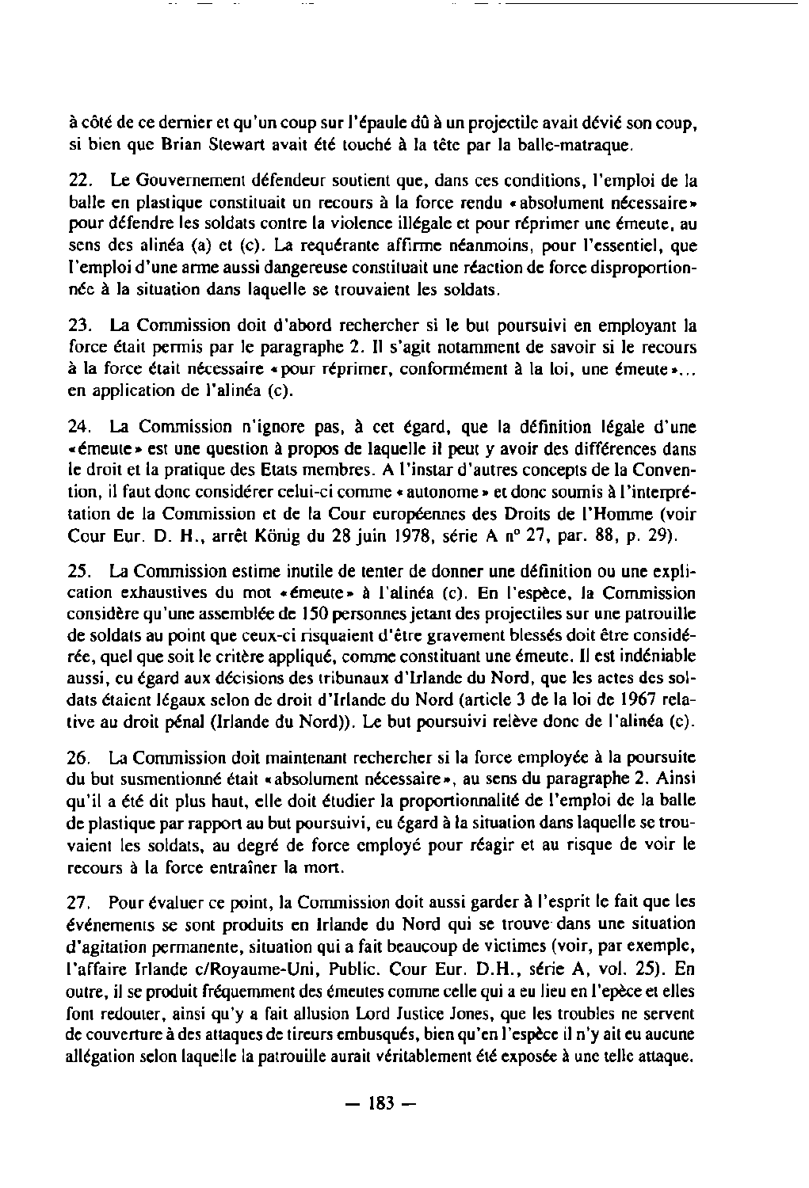à côté de ce dernier et qu'un coup sur l'épaule dû à un projectile avait dévié son coup, si bien que Brian Stewart avait été touché à la tête par la balle-matraque.

22. Le Gouvernement défendeur soutient que, dans ces conditions, l'emploi de la balle en plastique constituait un recours à la force rendu « absolument nécessaire » pour défendre les soldats contre la violence illégale et pour réprimer une émeute, au sens des alinéa (a) et (c). La requérante affirme néanmoins, pour l'essentiel, que l'emploi d'une arme aussi dangereuse constituait une réaction de force disproportionnée à la situation dans laquelle se trouvaient les soldats.

23. La Commission doit d'abord rechercher si le but poursuivi en employant la force était permis par le paragraphe 2. Il s'agit notamment de savoir si le recours à la force était nécessaire « pour réprimer, conformément à la loi, une émeute »... en application de l'alinéa (c).

24. La Commission n'ignore pas, à cet égard, que la définition légale d'une « émeute » est une question à propos de laquelle il peut y avoir des différences dans le droit et la pratique des Etats membres. A l'instar d'autres concepts de la Convention, il faut donc considérer celui-ci comme « autonome » et donc soumis à l'interprétation de la Commission et de la Cour européennes des Droits de l'Homme (voir Cour Eur. D. H., arrêt König du 28 juin 1978, série A n° 27, par. 88, p. 29).

25. La Commission estime inutile de tenter de donner une définition ou une explication exhaustives du mot « émeute » à l'alinéa (c). En l'espèce, la Commission considère qu'une assemblée de 150 personnes jetant des projectiles sur une patrouille de soldats au point que ceux-ci risquaient d'être gravement blessés doit être considérée, quel que soit le critère appliqué, comme constituant une émeute. Il est indéniable aussi, eu égard aux décisions des tribunaux d'Irlande du Nord, que les actes des soldats étaient légaux selon de droit d'Irlande du Nord (article 3 de la loi de 1967 relative au droit pénal (Irlande du Nord)). Le but poursuivi relève donc de l'alinéa (c).

26. La Commission doit maintenant rechercher si la force employée à la poursuite du but susmentionné était « absolument nécessaire », au sens du paragraphe 2. Ainsi qu'il a été dit plus haut, elle doit étudier la proportionnalité de l'emploi de la balle de plastique par rapport au but poursuivi, eu égard à la situation dans laquelle se trouvaient les soldats, au degré de force employé pour réagir et au risque de voir le recours à la force entraîner la mort.

27. Pour évaluer ce point, la Commission doit aussi garder à l'esprit le fait que les événements se sont produits en Irlande du Nord qui se trouve dans une situation d'agitation permanente, situation qui a fait beaucoup de victimes (voir, par exemple, l'affaire Irlande c/Royaume-Uni, Public. Cour Eur. D.H., série A, vol. 25). En outre, il se produit fréquemment des émeutes comme celle qui a eu lieu en l'epèce et elles font redouter, ainsi qu'y a fait allusion Lord Justice Jones, que les troubles ne servent de couverture à des attaques de tireurs embusqués, bien qu'en l'espèce il n'y ait eu aucune allégation selon laquelle la patrouille aurait véritablement été exposée à une telle attaque.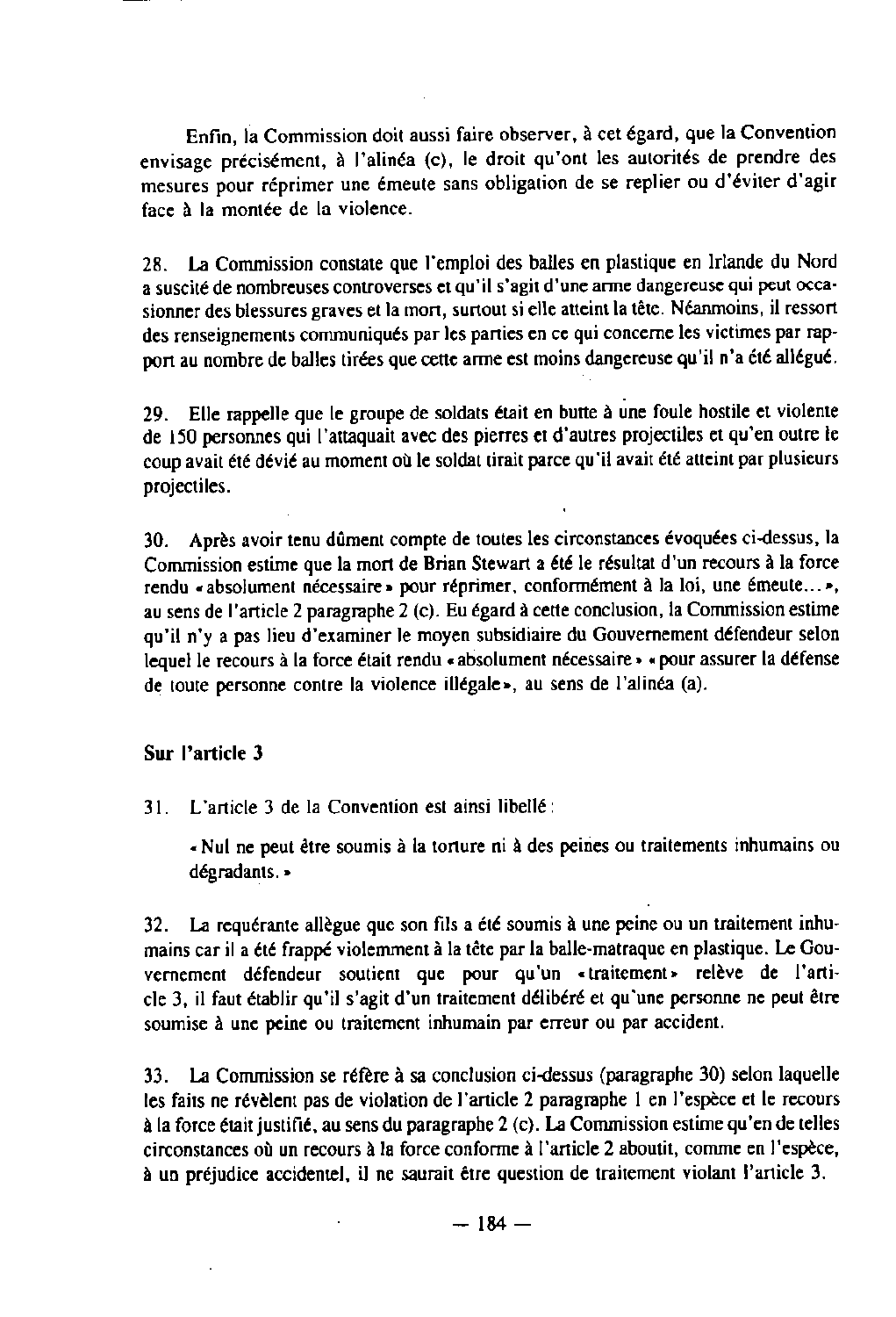Enfin, la Commission doit aussi faire observer, à cet égard, que la Convention envisage précisément, à l'alinéa (c), le droit qu'ont les autorités de prendre des mesures pour réprimer une émeute sans obligation de se replier ou d'éviter d'agir face à la montée de la violence.

28. La Commission constate que l'emploi des balles en plastique en Irlande du Nord a suscité de nombreuses controverses et qu'il s'agit d'une arme dangereuse qui peut occasionner des blessures graves et la mort, surtout si elle atteint la tête. Néanmoins, il ressort des renseignements communiqués par les parties en ce qui concerne les victimes par rapport au nombre de balles tirées que cette arme est moins dangereuse qu'il n'a été allégué.

29. Elle rappelle que le groupe de soldats était en butte à une foule hostile et violente de 150 personnes qui l'attaquait avec des pierres et d'autres projectiles et qu'en outre le coup avait été dévié au moment où le soldat tirait parce qu'il avait été atteint par plusieurs projectiles.

30. Après avoir tenu dûment compte de toutes les circonstances évoquées ci-dessus, la Commission estime que la mort de Brian Stewart a été le résultat d'un recours à la force rendu « absolument nécessaire » pour réprimer, conformément à la loi, une émeute... », au sens de l'article 2 paragraphe 2 (c). Eu égard à cette conclusion, la Commission estime qu'il n'y a pas lieu d'examiner le moyen subsidiaire du Gouvernement défendeur selon lequel le recours à la force était rendu « absolument nécessaire » « pour assurer la défense de toute personne contre la violence illégale », au sens de l'alinéa (a).

## Sur l'article 3

31. L'article 3 de la Convention est ainsi libellé :

> « Nul ne peut être soumis à la torture ni à des peines ou traitements inhumains ou dégradants. »

32. La requérante allègue que son fils a été soumis à une peine ou un traitement inhumains car il a été frappé violemment à la tête par la balle-matraque en plastique. Le Gouvernement défendeur soutient que pour qu'un « traitement » relève de l'article 3, il faut établir qu'il s'agit d'un traitement délibéré et qu'une personne ne peut être soumise à une peine ou traitement inhumain par erreur ou par accident.

33. La Commission se réfère à sa conclusion ci-dessus (paragraphe 30) selon laquelle les faits ne révèlent pas de violation de l'article 2 paragraphe 1 en l'espèce et le recours à la force était justifié, au sens du paragraphe 2 (c). La Commission estime qu'en de telles circonstances où un recours à la force conforme à l'article 2 aboutit, comme en l'espèce, à un préjudice accidentel, il ne saurait être question de traitement violant l'article 3.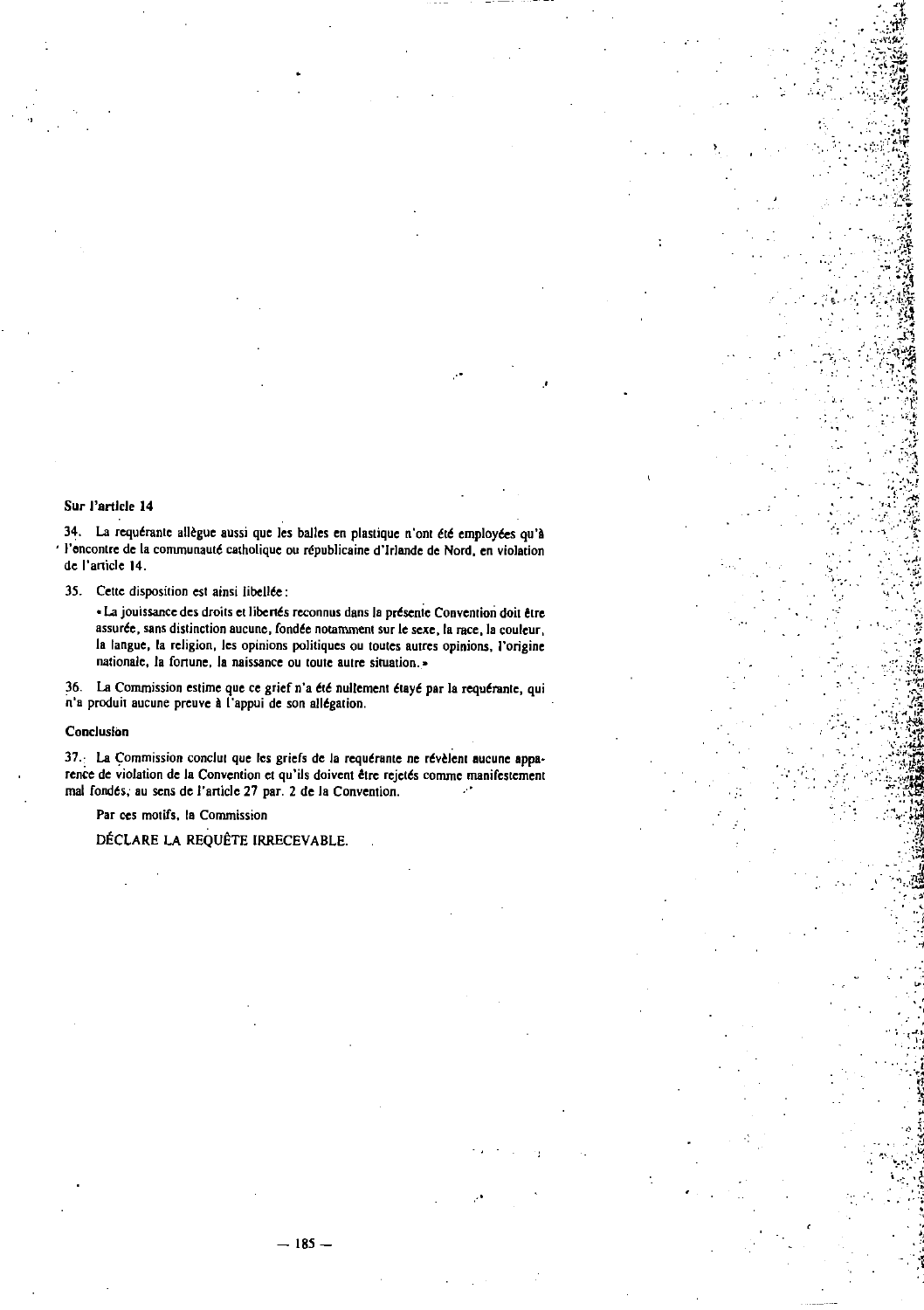**Sur l'article 14**

34. La requérante allègue aussi que les balles en plastique n'ont été employées qu'à l'encontre de la communauté catholique ou républicaine d'Irlande de Nord, en violation de l'article 14.

35. Cette disposition est ainsi libellée :

> « La jouissance des droits et libertés reconnus dans la présente Convention doit être assurée, sans distinction aucune, fondée notamment sur le sexe, la race, la couleur, la langue, la religion, les opinions politiques ou toutes autres opinions, l'origine nationale, la fortune, la naissance ou toute autre situation. »

36. La Commission estime que ce grief n'a été nullement étayé par la requérante, qui n'a produit aucune preuve à l'appui de son allégation.

**Conclusion**

37. La Commission conclut que les griefs de la requérante ne révèlent aucune apparence de violation de la Convention et qu'ils doivent être rejetés comme manifestement mal fondés, au sens de l'article 27 par. 2 de la Convention.

Par ces motifs, la Commission

DÉCLARE LA REQUÊTE IRRECEVABLE.